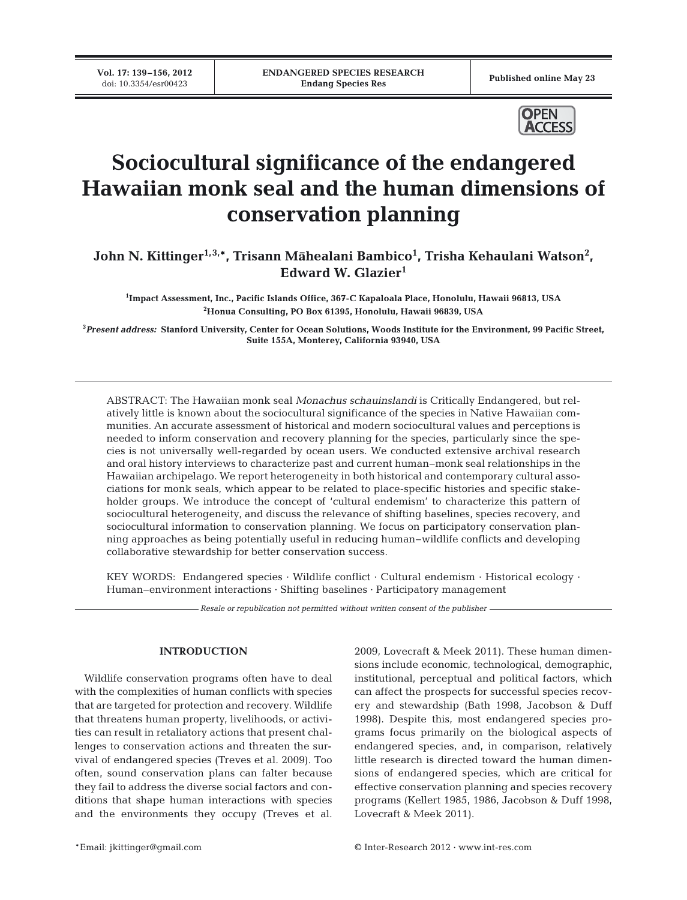# Sociocultural significance of the endangered Hawaiian monk seal and the human dimensions of conservation planning

**John N. Kittinger[1,3,*], Trisann Māhealani Bambico[1], Trisha Kehaulani Watson[2], Edward W. Glazier[1]**

[1]Impact Assessment, Inc., Pacific Islands Office, 367-C Kapaloala Place, Honolulu, Hawaii 96813, USA
[2]Honua Consulting, PO Box 61395, Honolulu, Hawaii 96839, USA

[3]*Present address:* Stanford University, Center for Ocean Solutions, Woods Institute for the Environment, 99 Pacific Street, Suite 155A, Monterey, California 93940, USA

ABSTRACT: The Hawaiian monk seal *Monachus schauinslandi* is Critically Endangered, but relatively little is known about the sociocultural significance of the species in Native Hawaiian communities. An accurate assessment of historical and modern sociocultural values and perceptions is needed to inform conservation and recovery planning for the species, particularly since the species is not universally well-regarded by ocean users. We conducted extensive archival research and oral history interviews to characterize past and current human–monk seal relationships in the Hawaiian archipelago. We report heterogeneity in both historical and contemporary cultural associations for monk seals, which appear to be related to place-specific histories and specific stakeholder groups. We introduce the concept of 'cultural endemism' to characterize this pattern of sociocultural heterogeneity, and discuss the relevance of shifting baselines, species recovery, and sociocultural information to conservation planning. We focus on participatory conservation planning approaches as being potentially useful in reducing human–wildlife conflicts and developing collaborative stewardship for better conservation success.

KEY WORDS: Endangered species · Wildlife conflict · Cultural endemism · Historical ecology · Human–environment interactions · Shifting baselines · Participatory management

*Resale or republication not permitted without written consent of the publisher*

## INTRODUCTION

Wildlife conservation programs often have to deal with the complexities of human conflicts with species that are targeted for protection and recovery. Wildlife that threatens human property, livelihoods, or activities can result in retaliatory actions that present challenges to conservation actions and threaten the survival of endangered species (Treves et al. 2009). Too often, sound conservation plans can falter because they fail to address the diverse social factors and conditions that shape human interactions with species and the environments they occupy (Treves et al. 2009, Lovecraft & Meek 2011). These human dimensions include economic, technological, demographic, institutional, perceptual and political factors, which can affect the prospects for successful species recovery and stewardship (Bath 1998, Jacobson & Duff 1998). Despite this, most endangered species programs focus primarily on the biological aspects of endangered species, and, in comparison, relatively little research is directed toward the human dimensions of endangered species, which are critical for effective conservation planning and species recovery programs (Kellert 1985, 1986, Jacobson & Duff 1998, Lovecraft & Meek 2011).

*Email: jkittinger@gmail.com

© Inter-Research 2012 · www.int-res.com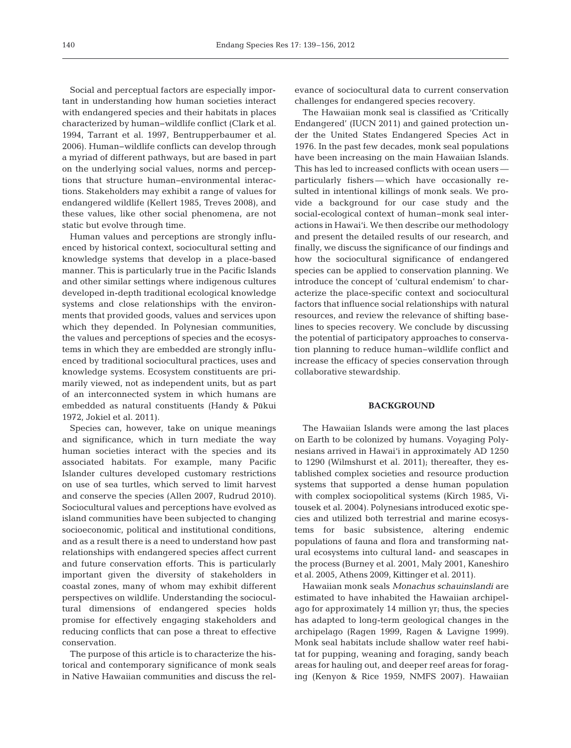Social and perceptual factors are especially important in understanding how human societies interact with endangered species and their habitats in places characterized by human–wildlife conflict (Clark et al. 1994, Tarrant et al. 1997, Bentrupperbaumer et al. 2006). Human–wildlife conflicts can develop through a myriad of different pathways, but are based in part on the underlying social values, norms and perceptions that structure human–environmental interactions. Stakeholders may exhibit a range of values for endangered wildlife (Kellert 1985, Treves 2008), and these values, like other social phenomena, are not static but evolve through time.

Human values and perceptions are strongly influenced by historical context, sociocultural setting and knowledge systems that develop in a place-based manner. This is particularly true in the Pacific Islands and other similar settings where indigenous cultures developed in-depth traditional ecological knowledge systems and close relationships with the environments that provided goods, values and services upon which they depended. In Polynesian communities, the values and perceptions of species and the ecosystems in which they are embedded are strongly influenced by traditional sociocultural practices, uses and knowledge systems. Ecosystem constituents are primarily viewed, not as independent units, but as part of an interconnected system in which humans are embedded as natural constituents (Handy & Pūkui 1972, Jokiel et al. 2011).

Species can, however, take on unique meanings and significance, which in turn mediate the way human societies interact with the species and its associated habitats. For example, many Pacific Islander cultures developed customary restrictions on use of sea turtles, which served to limit harvest and conserve the species (Allen 2007, Rudrud 2010). Sociocultural values and perceptions have evolved as island communities have been subjected to changing socioeconomic, political and institutional conditions, and as a result there is a need to understand how past relationships with endangered species affect current and future conservation efforts. This is particularly important given the diversity of stakeholders in coastal zones, many of whom may exhibit different perspectives on wildlife. Understanding the sociocultural dimensions of endangered species holds promise for effectively engaging stakeholders and reducing conflicts that can pose a threat to effective conservation.

The purpose of this article is to characterize the historical and contemporary significance of monk seals in Native Hawaiian communities and discuss the relevance of sociocultural data to current conservation challenges for endangered species recovery.

The Hawaiian monk seal is classified as 'Critically Endangered' (IUCN 2011) and gained protection under the United States Endangered Species Act in 1976. In the past few decades, monk seal populations have been increasing on the main Hawaiian Islands. This has led to increased conflicts with ocean users — particularly fishers — which have occasionally resulted in intentional killings of monk seals. We provide a background for our case study and the social-ecological context of human–monk seal interactions in Hawai'i. We then describe our methodology and present the detailed results of our research, and finally, we discuss the significance of our findings and how the sociocultural significance of endangered species can be applied to conservation planning. We introduce the concept of 'cultural endemism' to characterize the place-specific context and sociocultural factors that influence social relationships with natural resources, and review the relevance of shifting baselines to species recovery. We conclude by discussing the potential of participatory approaches to conservation planning to reduce human–wildlife conflict and increase the efficacy of species conservation through collaborative stewardship.

## BACKGROUND

The Hawaiian Islands were among the last places on Earth to be colonized by humans. Voyaging Polynesians arrived in Hawai'i in approximately AD 1250 to 1290 (Wilmshurst et al. 2011); thereafter, they established complex societies and resource production systems that supported a dense human population with complex sociopolitical systems (Kirch 1985, Vitousek et al. 2004). Polynesians introduced exotic species and utilized both terrestrial and marine ecosystems for basic subsistence, altering endemic populations of fauna and flora and transforming natural ecosystems into cultural land- and seascapes in the process (Burney et al. 2001, Maly 2001, Kaneshiro et al. 2005, Athens 2009, Kittinger et al. 2011).

Hawaiian monk seals *Monachus schauinslandi* are estimated to have inhabited the Hawaiian archipelago for approximately 14 million yr; thus, the species has adapted to long-term geological changes in the archipelago (Ragen 1999, Ragen & Lavigne 1999). Monk seal habitats include shallow water reef habitat for pupping, weaning and foraging, sandy beach areas for hauling out, and deeper reef areas for foraging (Kenyon & Rice 1959, NMFS 2007). Hawaiian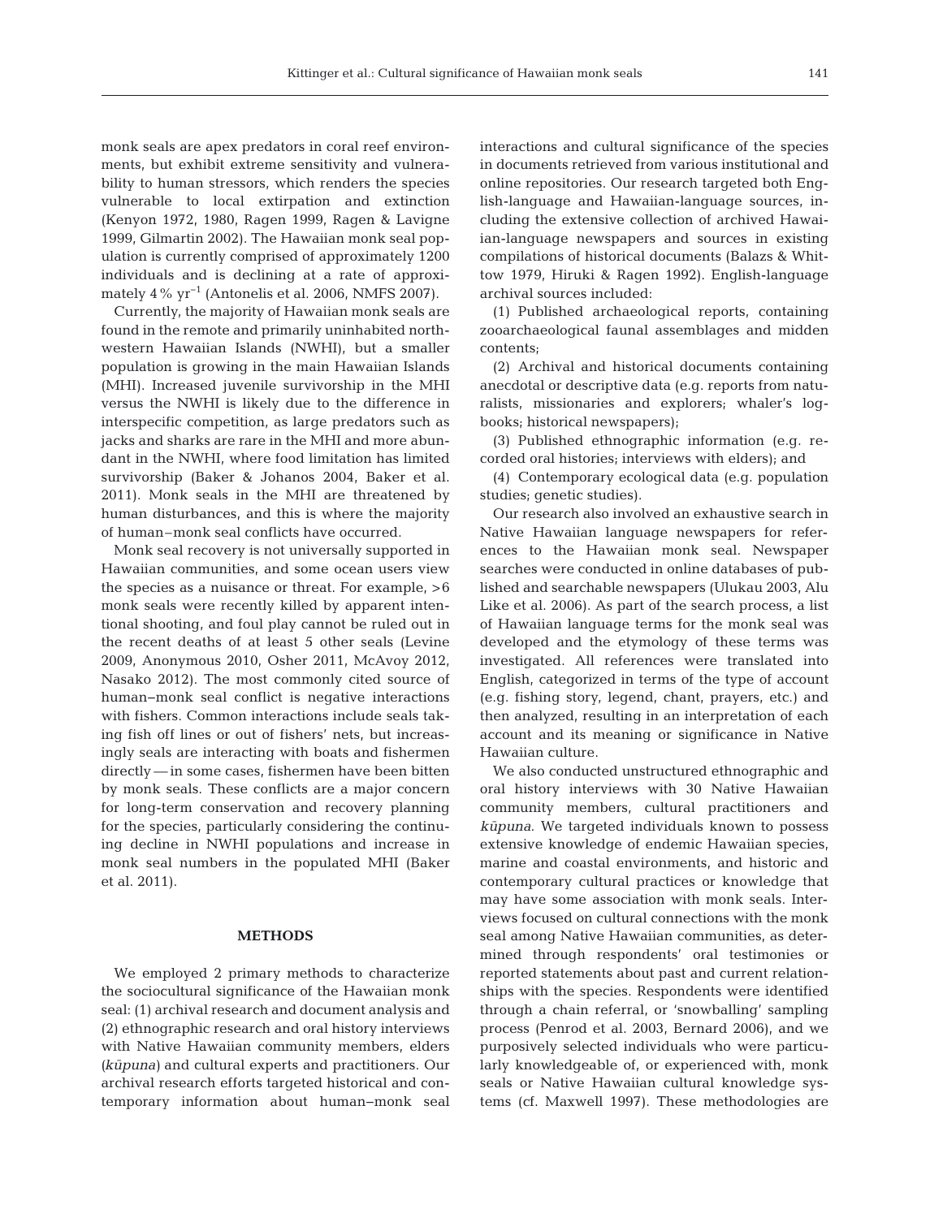monk seals are apex predators in coral reef environments, but exhibit extreme sensitivity and vulnerability to human stressors, which renders the species vulnerable to local extirpation and extinction (Kenyon 1972, 1980, Ragen 1999, Ragen & Lavigne 1999, Gilmartin 2002). The Hawaiian monk seal population is currently comprised of approximately 1200 individuals and is declining at a rate of approximately 4% $yr^{-1}$ (Antonelis et al. 2006, NMFS 2007).

Currently, the majority of Hawaiian monk seals are found in the remote and primarily uninhabited northwestern Hawaiian Islands (NWHI), but a smaller population is growing in the main Hawaiian Islands (MHI). Increased juvenile survivorship in the MHI versus the NWHI is likely due to the difference in interspecific competition, as large predators such as jacks and sharks are rare in the MHI and more abundant in the NWHI, where food limitation has limited survivorship (Baker & Johanos 2004, Baker et al. 2011). Monk seals in the MHI are threatened by human disturbances, and this is where the majority of human–monk seal conflicts have occurred.

Monk seal recovery is not universally supported in Hawaiian communities, and some ocean users view the species as a nuisance or threat. For example, >6 monk seals were recently killed by apparent intentional shooting, and foul play cannot be ruled out in the recent deaths of at least 5 other seals (Levine 2009, Anonymous 2010, Osher 2011, McAvoy 2012, Nasako 2012). The most commonly cited source of human–monk seal conflict is negative interactions with fishers. Common interactions include seals taking fish off lines or out of fishers' nets, but increasingly seals are interacting with boats and fishermen directly — in some cases, fishermen have been bitten by monk seals. These conflicts are a major concern for long-term conservation and recovery planning for the species, particularly considering the continuing decline in NWHI populations and increase in monk seal numbers in the populated MHI (Baker et al. 2011).

## METHODS

We employed 2 primary methods to characterize the sociocultural significance of the Hawaiian monk seal: (1) archival research and document analysis and (2) ethnographic research and oral history interviews with Native Hawaiian community members, elders (*kūpuna*) and cultural experts and practitioners. Our archival research efforts targeted historical and contemporary information about human–monk seal interactions and cultural significance of the species in documents retrieved from various institutional and online repositories. Our research targeted both English-language and Hawaiian-language sources, including the extensive collection of archived Hawaiian-language newspapers and sources in existing compilations of historical documents (Balazs & Whittow 1979, Hiruki & Ragen 1992). English-language archival sources included:

(1) Published archaeological reports, containing zooarchaeological faunal assemblages and midden contents;

(2) Archival and historical documents containing anecdotal or descriptive data (e.g. reports from naturalists, missionaries and explorers; whaler's logbooks; historical newspapers);

(3) Published ethnographic information (e.g. recorded oral histories; interviews with elders); and

(4) Contemporary ecological data (e.g. population studies; genetic studies).

Our research also involved an exhaustive search in Native Hawaiian language newspapers for references to the Hawaiian monk seal. Newspaper searches were conducted in online databases of published and searchable newspapers (Ulukau 2003, Alu Like et al. 2006). As part of the search process, a list of Hawaiian language terms for the monk seal was developed and the etymology of these terms was investigated. All references were translated into English, categorized in terms of the type of account (e.g. fishing story, legend, chant, prayers, etc.) and then analyzed, resulting in an interpretation of each account and its meaning or significance in Native Hawaiian culture.

We also conducted unstructured ethnographic and oral history interviews with 30 Native Hawaiian community members, cultural practitioners and *kūpuna*. We targeted individuals known to possess extensive knowledge of endemic Hawaiian species, marine and coastal environments, and historic and contemporary cultural practices or knowledge that may have some association with monk seals. Interviews focused on cultural connections with the monk seal among Native Hawaiian communities, as determined through respondents' oral testimonies or reported statements about past and current relationships with the species. Respondents were identified through a chain referral, or 'snowballing' sampling process (Penrod et al. 2003, Bernard 2006), and we purposively selected individuals who were particularly knowledgeable of, or experienced with, monk seals or Native Hawaiian cultural knowledge systems (cf. Maxwell 1997). These methodologies are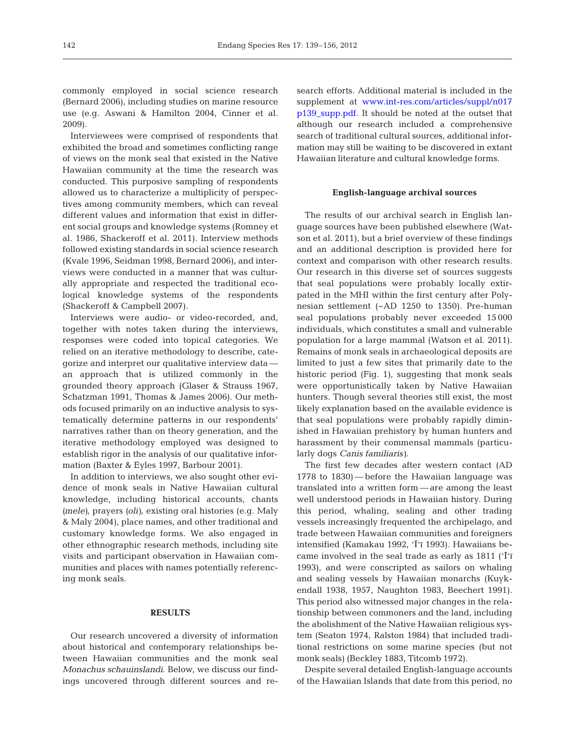commonly employed in social science research (Bernard 2006), including studies on marine resource use (e.g. Aswani & Hamilton 2004, Cinner et al. 2009).

Interviewees were comprised of respondents that exhibited the broad and sometimes conflicting range of views on the monk seal that existed in the Native Hawaiian community at the time the research was conducted. This purposive sampling of respondents allowed us to characterize a multiplicity of perspectives among community members, which can reveal different values and information that exist in different social groups and knowledge systems (Romney et al. 1986, Shackeroff et al. 2011). Interview methods followed existing standards in social science research (Kvale 1996, Seidman 1998, Bernard 2006), and interviews were conducted in a manner that was culturally appropriate and respected the traditional ecological knowledge systems of the respondents (Shackeroff & Campbell 2007).

Interviews were audio- or video-recorded, and, together with notes taken during the interviews, responses were coded into topical categories. We relied on an iterative methodology to describe, categorize and interpret our qualitative interview data — an approach that is utilized commonly in the grounded theory approach (Glaser & Strauss 1967, Schatzman 1991, Thomas & James 2006). Our methods focused primarily on an inductive analysis to systematically determine patterns in our respondents' narratives rather than on theory generation, and the iterative methodology employed was designed to establish rigor in the analysis of our qualitative information (Baxter & Eyles 1997, Barbour 2001).

In addition to interviews, we also sought other evidence of monk seals in Native Hawaiian cultural knowledge, including historical accounts, chants (*mele*), prayers (*oli*), existing oral histories (e.g. Maly & Maly 2004), place names, and other traditional and customary knowledge forms. We also engaged in other ethnographic research methods, including site visits and participant observation in Hawaiian communities and places with names potentially referencing monk seals.

## RESULTS

Our research uncovered a diversity of information about historical and contemporary relationships between Hawaiian communities and the monk seal *Monachus schauinslandi*. Below, we discuss our findings uncovered through different sources and research efforts. Additional material is included in the supplement at www.int-res.com/articles/suppl/n017p139_supp.pdf. It should be noted at the outset that although our research included a comprehensive search of traditional cultural sources, additional information may still be waiting to be discovered in extant Hawaiian literature and cultural knowledge forms.

### English-language archival sources

The results of our archival search in English language sources have been published elsewhere (Watson et al. 2011), but a brief overview of these findings and an additional description is provided here for context and comparison with other research results. Our research in this diverse set of sources suggests that seal populations were probably locally extirpated in the MHI within the first century after Polynesian settlement (~AD 1250 to 1350). Pre-human seal populations probably never exceeded 15 000 individuals, which constitutes a small and vulnerable population for a large mammal (Watson et al. 2011). Remains of monk seals in archaeological deposits are limited to just a few sites that primarily date to the historic period (Fig. 1), suggesting that monk seals were opportunistically taken by Native Hawaiian hunters. Though several theories still exist, the most likely explanation based on the available evidence is that seal populations were probably rapidly diminished in Hawaiian prehistory by human hunters and harassment by their commensal mammals (particularly dogs *Canis familiaris*).

The first few decades after western contact (AD 1778 to 1830) — before the Hawaiian language was translated into a written form — are among the least well understood periods in Hawaiian history. During this period, whaling, sealing and other trading vessels increasingly frequented the archipelago, and trade between Hawaiian communities and foreigners intensified (Kamakau 1992, ʻĪʻī 1993). Hawaiians became involved in the seal trade as early as 1811 (ʻĪʻī 1993), and were conscripted as sailors on whaling and sealing vessels by Hawaiian monarchs (Kuykendall 1938, 1957, Naughton 1983, Beechert 1991). This period also witnessed major changes in the relationship between commoners and the land, including the abolishment of the Native Hawaiian religious system (Seaton 1974, Ralston 1984) that included traditional restrictions on some marine species (but not monk seals) (Beckley 1883, Titcomb 1972).

Despite several detailed English-language accounts of the Hawaiian Islands that date from this period, no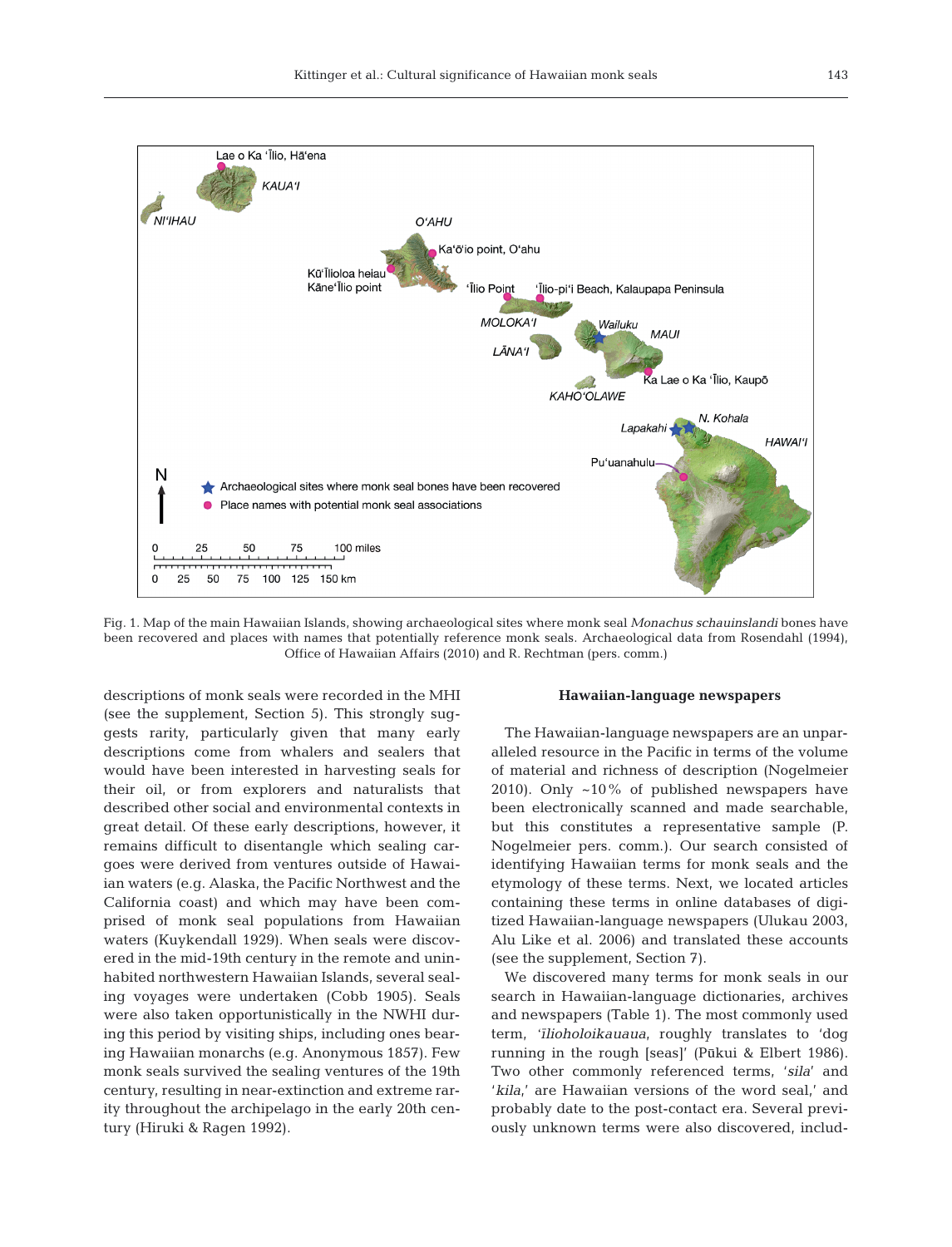Fig. 1. Map of the main Hawaiian Islands, showing archaeological sites where monk seal *Monachus schauinslandi* bones have been recovered and places with names that potentially reference monk seals. Archaeological data from Rosendahl (1994), Office of Hawaiian Affairs (2010) and R. Rechtman (pers. comm.)

descriptions of monk seals were recorded in the MHI (see the supplement, Section 5). This strongly suggests rarity, particularly given that many early descriptions come from whalers and sealers that would have been interested in harvesting seals for their oil, or from explorers and naturalists that described other social and environmental contexts in great detail. Of these early descriptions, however, it remains difficult to disentangle which sealing cargoes were derived from ventures outside of Hawaiian waters (e.g. Alaska, the Pacific Northwest and the California coast) and which may have been comprised of monk seal populations from Hawaiian waters (Kuykendall 1929). When seals were discovered in the mid-19th century in the remote and uninhabited northwestern Hawaiian Islands, several sealing voyages were undertaken (Cobb 1905). Seals were also taken opportunistically in the NWHI during this period by visiting ships, including ones bearing Hawaiian monarchs (e.g. Anonymous 1857). Few monk seals survived the sealing ventures of the 19th century, resulting in near-extinction and extreme rarity throughout the archipelago in the early 20th century (Hiruki & Ragen 1992).

### Hawaiian-language newspapers

The Hawaiian-language newspapers are an unparalleled resource in the Pacific in terms of the volume of material and richness of description (Nogelmeier 2010). Only ~10% of published newspapers have been electronically scanned and made searchable, but this constitutes a representative sample (P. Nogelmeier pers. comm.). Our search consisted of identifying Hawaiian terms for monk seals and the etymology of these terms. Next, we located articles containing these terms in online databases of digitized Hawaiian-language newspapers (Ulukau 2003, Alu Like et al. 2006) and translated these accounts (see the supplement, Section 7).

We discovered many terms for monk seals in our search in Hawaiian-language dictionaries, archives and newspapers (Table 1). The most commonly used term, *'īlioholoikauaua*, roughly translates to 'dog running in the rough [seas]' (Pūkui & Elbert 1986). Two other commonly referenced terms, '*sila*' and '*kila*,' are Hawaiian versions of the word seal,' and probably date to the post-contact era. Several previously unknown terms were also discovered, includ-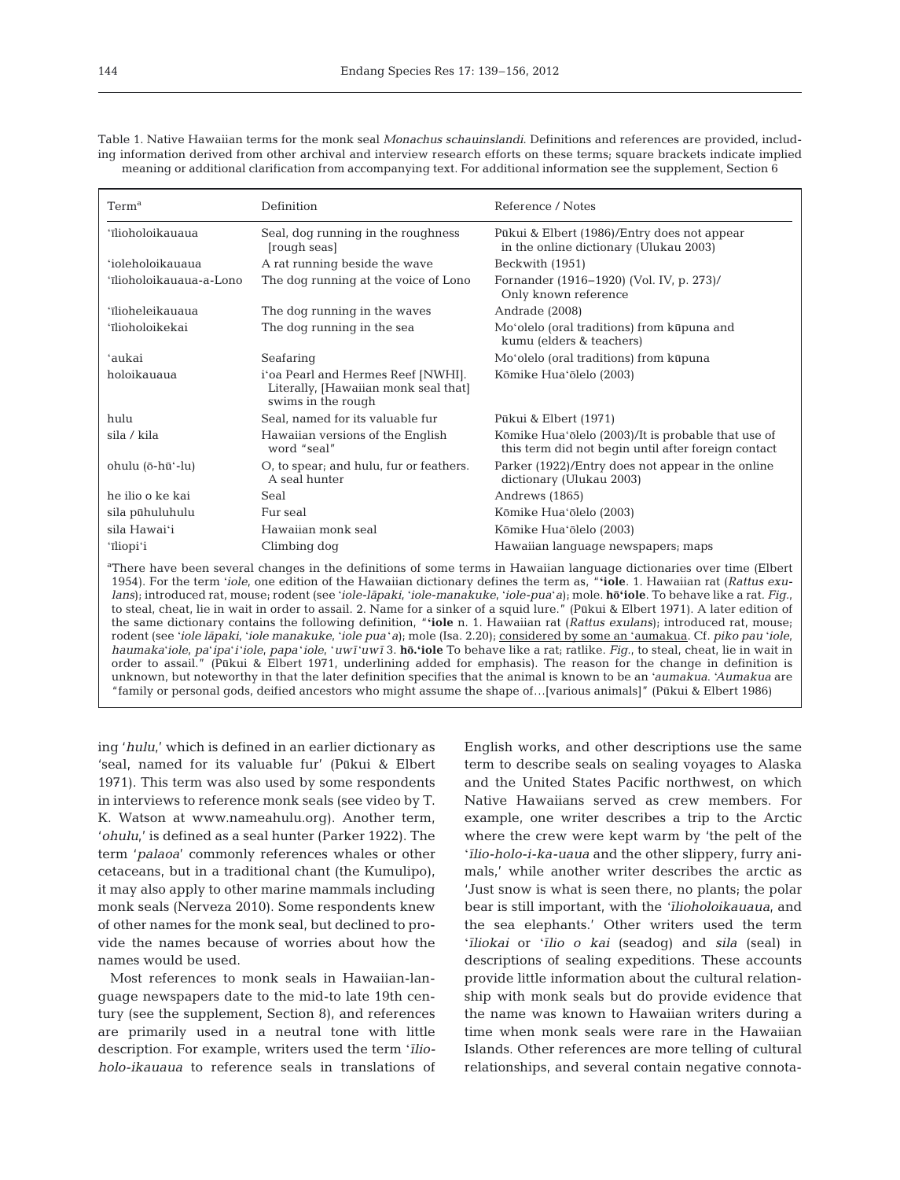Table 1. Native Hawaiian terms for the monk seal *Monachus schauinslandi*. Definitions and references are provided, including information derived from other archival and interview research efforts on these terms; square brackets indicate implied meaning or additional clarification from accompanying text. For additional information see the supplement, Section 6

| Term[a] | Definition | Reference / Notes |
|---|---|---|
| ʻīlioholoikauaua | Seal, dog running in the roughness [rough seas] | Pūkui & Elbert (1986)/Entry does not appear in the online dictionary (Ulukau 2003) |
| ʻioleholoikauaua | A rat running beside the wave | Beckwith (1951) |
| ʻīlioholoikauaua-a-Lono | The dog running at the voice of Lono | Fornander (1916–1920) (Vol. IV, p. 273)/ Only known reference |
| ʻīlioheleikauaua | The dog running in the waves | Andrade (2008) |
| ʻīlioholoikekai | The dog running in the sea | Moʻolelo (oral traditions) from kūpuna and kumu (elders & teachers) |
| ʻaukai | Seafaring | Moʻolelo (oral traditions) from kūpuna |
| holoikauaua | iʻoa Pearl and Hermes Reef [NWHI]. Literally, [Hawaiian monk seal that] swims in the rough | Kōmike Huaʻōlelo (2003) |
| hulu | Seal, named for its valuable fur | Pūkui & Elbert (1971) |
| sila / kila | Hawaiian versions of the English word "seal" | Kōmike Huaʻōlelo (2003)/It is probable that use of this term did not begin until after foreign contact |
| ohulu (ō-hū'-lu) | O, to spear; and hulu, fur or feathers. A seal hunter | Parker (1922)/Entry does not appear in the online dictionary (Ulukau 2003) |
| he ilio o ke kai | Seal | Andrews (1865) |
| sila pūhuluhulu | Fur seal | Kōmike Huaʻōlelo (2003) |
| sila Hawaiʻi | Hawaiian monk seal | Kōmike Huaʻōlelo (2003) |
| ʻīliopiʻi | Climbing dog | Hawaiian language newspapers; maps |

[a]There have been several changes in the definitions of some terms in Hawaiian language dictionaries over time (Elbert 1954). For the term ʻ*iole*, one edition of the Hawaiian dictionary defines the term as, "**ʻiole**. 1. Hawaiian rat (*Rattus exulans*); introduced rat, mouse; rodent (see ʻ*iole-lāpaki*, ʻ*iole-manakuke*, ʻ*iole-puaʻa*); mole. **hōʻiole**. To behave like a rat. *Fig.*, to steal, cheat, lie in wait in order to assail. 2. Name for a sinker of a squid lure." (Pūkui & Elbert 1971). A later edition of the same dictionary contains the following definition, "**ʻiole** n. 1. Hawaiian rat (*Rattus exulans*); introduced rat, mouse; rodent (see ʻ*iole lāpaki*, ʻ*iole manakuke*, ʻ*iole puaʻa*); mole (Isa. 2.20); considered by some an ʻaumakua. Cf. *piko pau ʻiole*, *haumakaʻiole*, *paʻipaʻiʻiole*, *papaʻiole*, ʻ*uwīʻuwī* 3. **hō.ʻiole** To behave like a rat; ratlike. *Fig.*, to steal, cheat, lie in wait in order to assail." (Pūkui & Elbert 1971, underlining added for emphasis). The reason for the change in definition is unknown, but noteworthy in that the later definition specifies that the animal is known to be an ʻ*aumakua*. ʻ*Aumakua* are "family or personal gods, deified ancestors who might assume the shape of…[various animals]" (Pūkui & Elbert 1986)

ing ʻ*hulu*,ʼ which is defined in an earlier dictionary as ʻseal, named for its valuable furʼ (Pūkui & Elbert 1971). This term was also used by some respondents in interviews to reference monk seals (see video by T. K. Watson at www.nameahulu.org). Another term, ʻ*ohulu*,ʼ is defined as a seal hunter (Parker 1922). The term ʻ*palaoa*ʼ commonly references whales or other cetaceans, but in a traditional chant (the Kumulipo), it may also apply to other marine mammals including monk seals (Nerveza 2010). Some respondents knew of other names for the monk seal, but declined to provide the names because of worries about how the names would be used.

Most references to monk seals in Hawaiian-language newspapers date to the mid-to late 19th century (see the supplement, Section 8), and references are primarily used in a neutral tone with little description. For example, writers used the term ʻ*īlio-holo-ikauaua* to reference seals in translations of English works, and other descriptions use the same term to describe seals on sealing voyages to Alaska and the United States Pacific northwest, on which Native Hawaiians served as crew members. For example, one writer describes a trip to the Arctic where the crew were kept warm by ʻthe pelt of the ʻ*īlio-holo-i-ka-uaua* and the other slippery, furry animals,ʼ while another writer describes the arctic as ʻJust snow is what is seen there, no plants; the polar bear is still important, with the ʻ*īlioholoikauaua*, and the sea elephants.ʼ Other writers used the term ʻ*īliokai* or ʻ*īlio o kai* (seadog) and *sila* (seal) in descriptions of sealing expeditions. These accounts provide little information about the cultural relationship with monk seals but do provide evidence that the name was known to Hawaiian writers during a time when monk seals were rare in the Hawaiian Islands. Other references are more telling of cultural relationships, and several contain negative connota-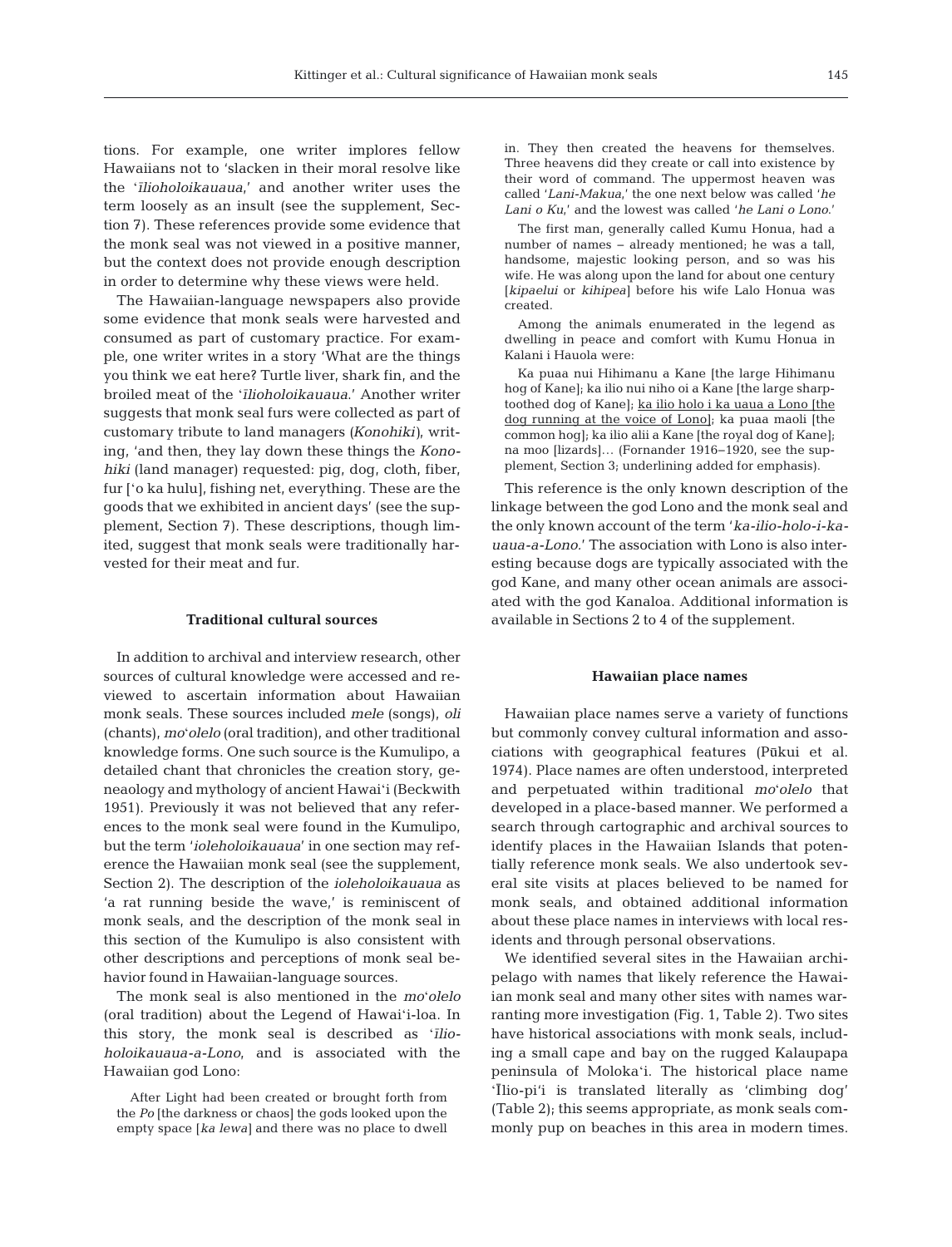tions. For example, one writer implores fellow Hawaiians not to 'slacken in their moral resolve like the '*īlioholoikauaua*,' and another writer uses the term loosely as an insult (see the supplement, Section 7). These references provide some evidence that the monk seal was not viewed in a positive manner, but the context does not provide enough description in order to determine why these views were held.

The Hawaiian-language newspapers also provide some evidence that monk seals were harvested and consumed as part of customary practice. For example, one writer writes in a story 'What are the things you think we eat here? Turtle liver, shark fin, and the broiled meat of the '*īlioholoikauaua*.' Another writer suggests that monk seal furs were collected as part of customary tribute to land managers (*Konohiki*), writing, 'and then, they lay down these things the *Konohiki* (land manager) requested: pig, dog, cloth, fiber, fur ['o ka hulu], fishing net, everything. These are the goods that we exhibited in ancient days' (see the supplement, Section 7). These descriptions, though limited, suggest that monk seals were traditionally harvested for their meat and fur.

### Traditional cultural sources

In addition to archival and interview research, other sources of cultural knowledge were accessed and reviewed to ascertain information about Hawaiian monk seals. These sources included *mele* (songs), *oli* (chants), *mo*'*olelo* (oral tradition), and other traditional knowledge forms. One such source is the Kumulipo, a detailed chant that chronicles the creation story, geneaology and mythology of ancient Hawai'i (Beckwith 1951). Previously it was not believed that any references to the monk seal were found in the Kumulipo, but the term '*ioleholoikauaua*' in one section may reference the Hawaiian monk seal (see the supplement, Section 2). The description of the *ioleholoikauaua* as 'a rat running beside the wave,' is reminiscent of monk seals, and the description of the monk seal in this section of the Kumulipo is also consistent with other descriptions and perceptions of monk seal behavior found in Hawaiian-language sources.

The monk seal is also mentioned in the *mo*'*olelo* (oral tradition) about the Legend of Hawai'i-loa. In this story, the monk seal is described as '*īlioholoikauaua-a-Lono*, and is associated with the Hawaiian god Lono:

> After Light had been created or brought forth from the *Po* [the darkness or chaos] the gods looked upon the empty space [*ka lewa*] and there was no place to dwell in. They then created the heavens for themselves. Three heavens did they create or call into existence by their word of command. The uppermost heaven was called '*Lani-Makua*,' the one next below was called '*he Lani o Ku*,' and the lowest was called '*he Lani o Lono*.'
>
> The first man, generally called Kumu Honua, had a number of names – already mentioned; he was a tall, handsome, majestic looking person, and so was his wife. He was along upon the land for about one century [*kipaelui* or *kihipea*] before his wife Lalo Honua was created.
>
> Among the animals enumerated in the legend as dwelling in peace and comfort with Kumu Honua in Kalani i Hauola were:
>
> Ka puaa nui Hihimanu a Kane [the large Hihimanu hog of Kane]; ka ilio nui niho oi a Kane [the large sharp-toothed dog of Kane]; <u>ka ilio holo i ka uaua a Lono [the dog running at the voice of Lono]</u>; ka puaa maoli [the common hog]; ka ilio alii a Kane [the royal dog of Kane]; na moo [lizards]… (Fornander 1916–1920, see the supplement, Section 3; underlining added for emphasis).

This reference is the only known description of the linkage between the god Lono and the monk seal and the only known account of the term '*ka-ilio-holo-i-ka-uaua-a-Lono*.' The association with Lono is also interesting because dogs are typically associated with the god Kane, and many other ocean animals are associated with the god Kanaloa. Additional information is available in Sections 2 to 4 of the supplement.

### Hawaiian place names

Hawaiian place names serve a variety of functions but commonly convey cultural information and associations with geographical features (Pūkui et al. 1974). Place names are often understood, interpreted and perpetuated within traditional *mo*'*olelo* that developed in a place-based manner. We performed a search through cartographic and archival sources to identify places in the Hawaiian Islands that potentially reference monk seals. We also undertook several site visits at places believed to be named for monk seals, and obtained additional information about these place names in interviews with local residents and through personal observations.

We identified several sites in the Hawaiian archipelago with names that likely reference the Hawaiian monk seal and many other sites with names warranting more investigation (Fig. 1, Table 2). Two sites have historical associations with monk seals, including a small cape and bay on the rugged Kalaupapa peninsula of Moloka'i. The historical place name 'Īlio-pi'i is translated literally as 'climbing dog' (Table 2); this seems appropriate, as monk seals commonly pup on beaches in this area in modern times.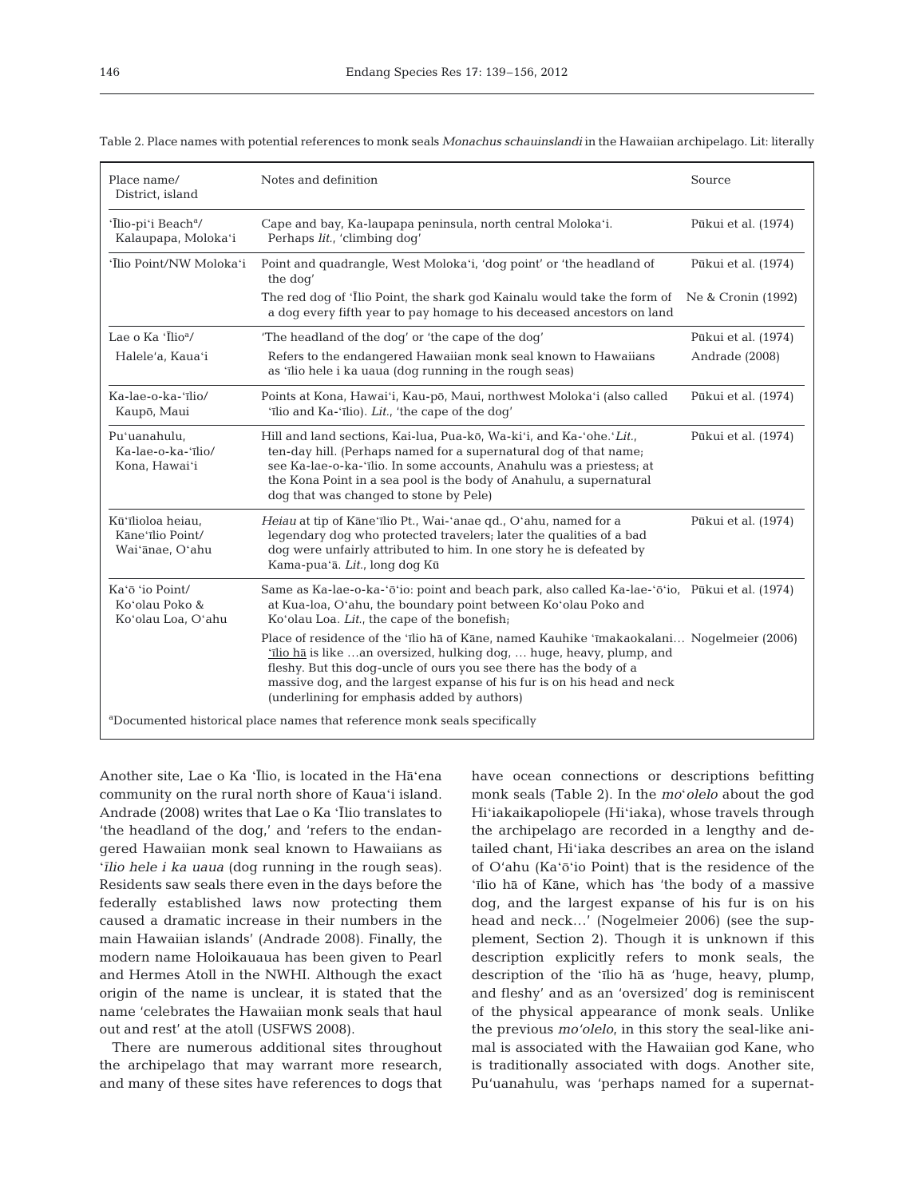Table 2. Place names with potential references to monk seals *Monachus schauinslandi* in the Hawaiian archipelago. Lit: literally

| Place name/ District, island | Notes and definition | Source |
|---|---|---|
| ʻĪlio-piʻi Beach[a]/ Kalaupapa, Molokaʻi | Cape and bay, Ka-laupapa peninsula, north central Molokaʻi. Perhaps *lit.*, 'climbing dog' | Pūkui et al. (1974) |
| ʻĪlio Point/NW Molokaʻi | Point and quadrangle, West Molokaʻi, 'dog point' or 'the headland of the dog' | Pūkui et al. (1974) |
| | The red dog of ʻĪlio Point, the shark god Kainalu would take the form of a dog every fifth year to pay homage to his deceased ancestors on land | Ne & Cronin (1992) |
| Lae o Ka ʻĪlio[a]/ Haleleʻa, Kauaʻi | 'The headland of the dog' or 'the cape of the dog' | Pūkui et al. (1974) |
| | Refers to the endangered Hawaiian monk seal known to Hawaiians as ʻīlio hele i ka uaua (dog running in the rough seas) | Andrade (2008) |
| Ka-lae-o-ka-ʻīlio/ Kaupō, Maui | Points at Kona, Hawaiʻi, Kau-pō, Maui, northwest Molokaʻi (also called ʻīlio and Ka-ʻīlio). *Lit.*, 'the cape of the dog' | Pūkui et al. (1974) |
| Puʻuanahulu, Ka-lae-o-ka-ʻīlio/ Kona, Hawaiʻi | Hill and land sections, Kai-lua, Pua-kō, Wa-kiʻi, and Ka-ʻohe.ʻ*Lit.*, ten-day hill. (Perhaps named for a supernatural dog of that name; see Ka-lae-o-ka-ʻīlio. In some accounts, Anahulu was a priestess; at the Kona Point in a sea pool is the body of Anahulu, a supernatural dog that was changed to stone by Pele) | Pūkui et al. (1974) |
| Kūʻīlioloa heiau, Kāneʻīlio Point/ Waiʻānae, Oʻahu | *Heiau* at tip of Kāneʻīlio Pt., Wai-ʻanae qd., Oʻahu, named for a legendary dog who protected travelers; later the qualities of a bad dog were unfairly attributed to him. In one story he is defeated by Kama-puaʻā. *Lit.*, long dog Kū | Pūkui et al. (1974) |
| Kaʻōʻio Point/ Koʻolau Poko & Koʻolau Loa, Oʻahu | Same as Ka-lae-o-ka-ʻōʻio: point and beach park, also called Ka-lae-ʻōʻio, at Kua-loa, Oʻahu, the boundary point between Koʻolau Poko and Koʻolau Loa. *Lit.*, the cape of the bonefish; | Pūkui et al. (1974) |
| | Place of residence of the ʻīlio hā of Kāne, named Kauhike ʻīmakaokalani… 'ʻīlio hā is like …an oversized, hulking dog, … huge, heavy, plump, and fleshy. But this dog-uncle of ours you see there has the body of a massive dog, and the largest expanse of his fur is on his head and neck…' (Nogelmeier 2006) (see the supplement, Section 2) (underlining for emphasis added by authors) | Nogelmeier (2006) |

[a]Documented historical place names that reference monk seals specifically

Another site, Lae o Ka ʻĪlio, is located in the Hāʻena community on the rural north shore of Kauaʻi island. Andrade (2008) writes that Lae o Ka ʻĪlio translates to 'the headland of the dog,' and 'refers to the endangered Hawaiian monk seal known to Hawaiians as *ʻīlio hele i ka uaua* (dog running in the rough seas). Residents saw seals there even in the days before the federally established laws now protecting them caused a dramatic increase in their numbers in the main Hawaiian islands' (Andrade 2008). Finally, the modern name Holoikauaua has been given to Pearl and Hermes Atoll in the NWHI. Although the exact origin of the name is unclear, it is stated that the name 'celebrates the Hawaiian monk seals that haul out and rest' at the atoll (USFWS 2008).

There are numerous additional sites throughout the archipelago that may warrant more research, and many of these sites have references to dogs that have ocean connections or descriptions befitting monk seals (Table 2). In the *moʻolelo* about the god Hiʻiakaikapoliopele (Hiʻiaka), whose travels through the archipelago are recorded in a lengthy and detailed chant, Hiʻiaka describes an area on the island of Oʻahu (Kaʻōʻio Point) that is the residence of the ʻīlio hā of Kāne, which has 'the body of a massive dog, and the largest expanse of his fur is on his head and neck' (Nogelmeier 2006) (see the supplement, Section 2). Though it is unknown if this description explicitly refers to monk seals, the description of the ʻīlio hā as 'huge, heavy, plump, and fleshy' and as an 'oversized' dog is reminiscent of the physical appearance of monk seals. Unlike the previous *moʻolelo*, in this story the seal-like animal is associated with the Hawaiian god Kane, who is traditionally associated with dogs. Another site, Puʻuanahulu, was 'perhaps named for a supernat-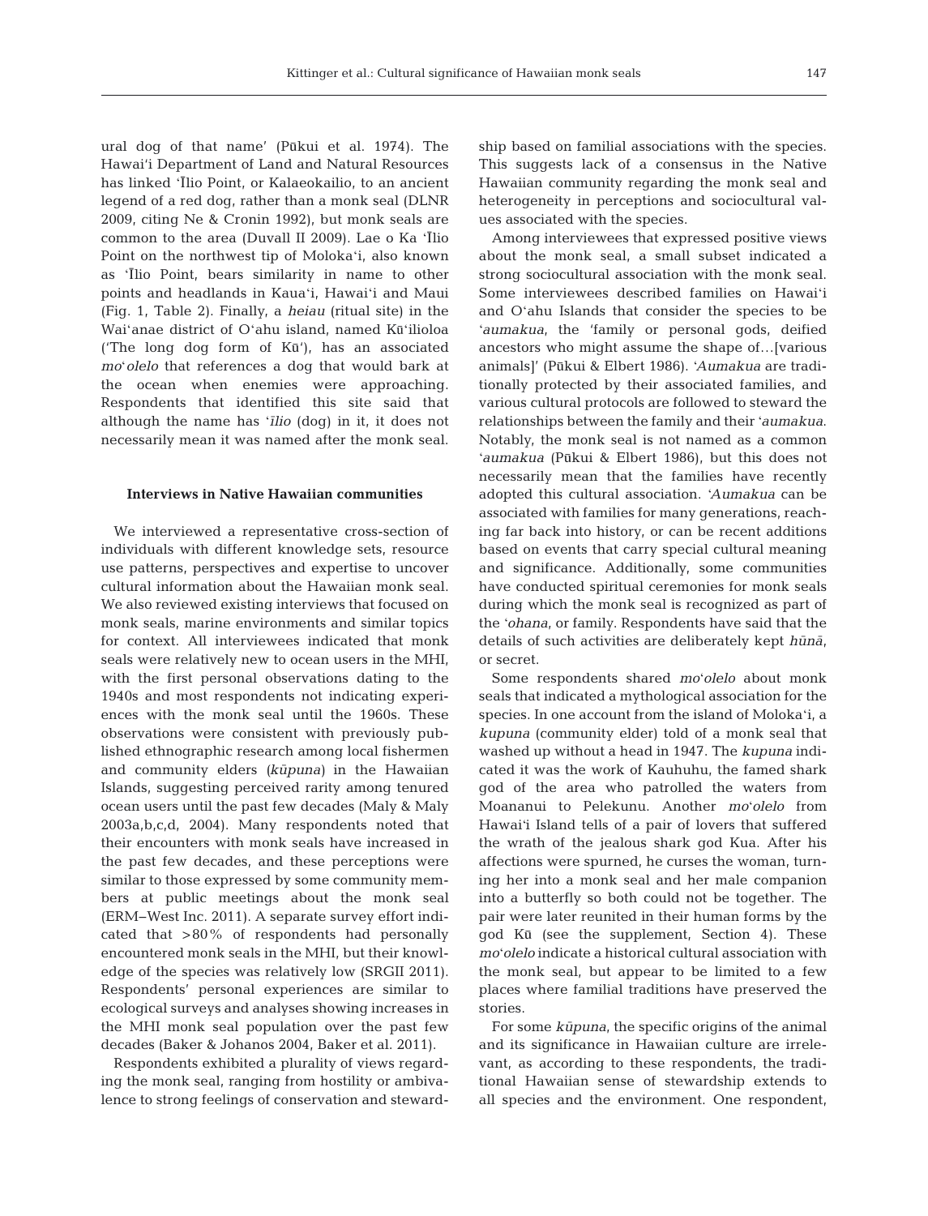ural dog of that name' (Pūkui et al. 1974). The Hawai'i Department of Land and Natural Resources has linked 'Īlio Point, or Kalaeokailio, to an ancient legend of a red dog, rather than a monk seal (DLNR 2009, citing Ne & Cronin 1992), but monk seals are common to the area (Duvall II 2009). Lae o Ka 'Īlio Point on the northwest tip of Moloka'i, also known as 'Īlio Point, bears similarity in name to other points and headlands in Kaua'i, Hawai'i and Maui (Fig. 1, Table 2). Finally, a *heiau* (ritual site) in the Wai'anae district of O'ahu island, named Kū'ilioloa ('The long dog form of Kū'), has an associated *mo'olelo* that references a dog that would bark at the ocean when enemies were approaching. Respondents that identified this site said that although the name has '*īlio* (dog) in it, it does not necessarily mean it was named after the monk seal.

### Interviews in Native Hawaiian communities

We interviewed a representative cross-section of individuals with different knowledge sets, resource use patterns, perspectives and expertise to uncover cultural information about the Hawaiian monk seal. We also reviewed existing interviews that focused on monk seals, marine environments and similar topics for context. All interviewees indicated that monk seals were relatively new to ocean users in the MHI, with the first personal observations dating to the 1940s and most respondents not indicating experiences with the monk seal until the 1960s. These observations were consistent with previously published ethnographic research among local fishermen and community elders (*kūpuna*) in the Hawaiian Islands, suggesting perceived rarity among tenured ocean users until the past few decades (Maly & Maly 2003a,b,c,d, 2004). Many respondents noted that their encounters with monk seals have increased in the past few decades, and these perceptions were similar to those expressed by some community members at public meetings about the monk seal (ERM–West Inc. 2011). A separate survey effort indicated that >80% of respondents had personally encountered monk seals in the MHI, but their knowledge of the species was relatively low (SRGII 2011). Respondents' personal experiences are similar to ecological surveys and analyses showing increases in the MHI monk seal population over the past few decades (Baker & Johanos 2004, Baker et al. 2011).

Respondents exhibited a plurality of views regarding the monk seal, ranging from hostility or ambivalence to strong feelings of conservation and stewardship based on familial associations with the species. This suggests lack of a consensus in the Native Hawaiian community regarding the monk seal and heterogeneity in perceptions and sociocultural values associated with the species.

Among interviewees that expressed positive views about the monk seal, a small subset indicated a strong sociocultural association with the monk seal. Some interviewees described families on Hawai'i and O'ahu Islands that consider the species to be '*aumakua*, the 'family or personal gods, deified ancestors who might assume the shape of…[various animals]' (Pūkui & Elbert 1986). '*Aumakua* are traditionally protected by their associated families, and various cultural protocols are followed to steward the relationships between the family and their '*aumakua*. Notably, the monk seal is not named as a common '*aumakua* (Pūkui & Elbert 1986), but this does not necessarily mean that the families have recently adopted this cultural association. '*Aumakua* can be associated with families for many generations, reaching far back into history, or can be recent additions based on events that carry special cultural meaning and significance. Additionally, some communities have conducted spiritual ceremonies for monk seals during which the monk seal is recognized as part of the '*ohana*, or family. Respondents have said that the details of such activities are deliberately kept *hūnā*, or secret.

Some respondents shared *mo'olelo* about monk seals that indicated a mythological association for the species. In one account from the island of Moloka'i, a *kupuna* (community elder) told of a monk seal that washed up without a head in 1947. The *kupuna* indicated it was the work of Kauhuhu, the famed shark god of the area who patrolled the waters from Moananui to Pelekunu. Another *mo'olelo* from Hawai'i Island tells of a pair of lovers that suffered the wrath of the jealous shark god Kua. After his affections were spurned, he curses the woman, turning her into a monk seal and her male companion into a butterfly so both could not be together. The pair were later reunited in their human forms by the god Kū (see the supplement, Section 4). These *mo'olelo* indicate a historical cultural association with the monk seal, but appear to be limited to a few places where familial traditions have preserved the stories.

For some *kūpuna*, the specific origins of the animal and its significance in Hawaiian culture are irrelevant, as according to these respondents, the traditional Hawaiian sense of stewardship extends to all species and the environment. One respondent,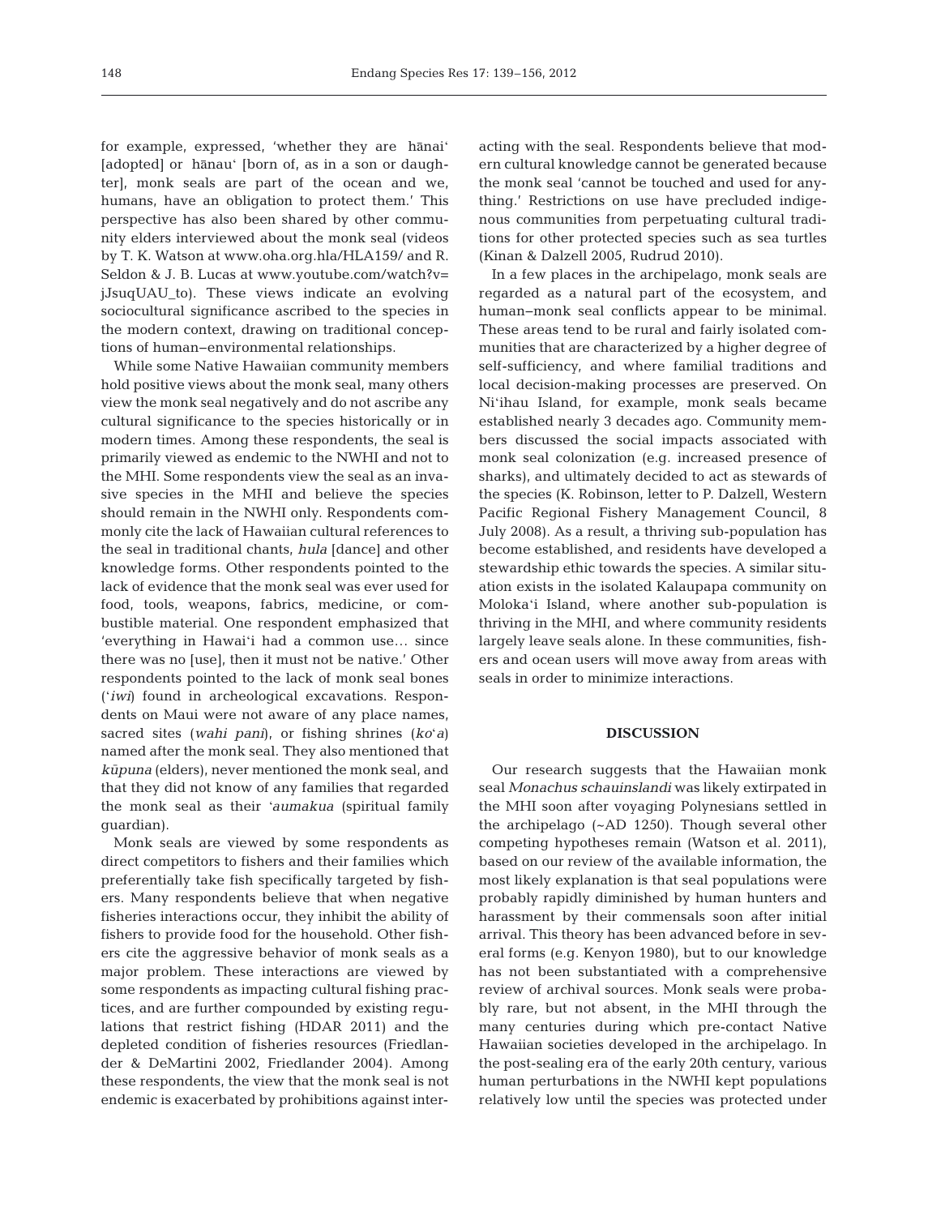for example, expressed, 'whether they are hānaiʻ [adopted] or hānauʻ [born of, as in a son or daughter], monk seals are part of the ocean and we, humans, have an obligation to protect them.' This perspective has also been shared by other community elders interviewed about the monk seal (videos by T. K. Watson at www.oha.org.hla/HLA159/ and R. Seldon & J. B. Lucas at www.youtube.com/watch?v=jJsuqUAU_to). These views indicate an evolving sociocultural significance ascribed to the species in the modern context, drawing on traditional conceptions of human–environmental relationships.

While some Native Hawaiian community members hold positive views about the monk seal, many others view the monk seal negatively and do not ascribe any cultural significance to the species historically or in modern times. Among these respondents, the seal is primarily viewed as endemic to the NWHI and not to the MHI. Some respondents view the seal as an invasive species in the MHI and believe the species should remain in the NWHI only. Respondents commonly cite the lack of Hawaiian cultural references to the seal in traditional chants, *hula* [dance] and other knowledge forms. Other respondents pointed to the lack of evidence that the monk seal was ever used for food, tools, weapons, fabrics, medicine, or combustible material. One respondent emphasized that 'everything in Hawaiʻi had a common use… since there was no [use], then it must not be native.' Other respondents pointed to the lack of monk seal bones (*ʻiwi*) found in archeological excavations. Respondents on Maui were not aware of any place names, sacred sites (*wahi pani*), or fishing shrines (*koʻa*) named after the monk seal. They also mentioned that *kūpuna* (elders), never mentioned the monk seal, and that they did not know of any families that regarded the monk seal as their *ʻaumakua* (spiritual family guardian).

Monk seals are viewed by some respondents as direct competitors to fishers and their families which preferentially take fish specifically targeted by fishers. Many respondents believe that when negative fisheries interactions occur, they inhibit the ability of fishers to provide food for the household. Other fishers cite the aggressive behavior of monk seals as a major problem. These interactions are viewed by some respondents as impacting cultural fishing practices, and are further compounded by existing regulations that restrict fishing (HDAR 2011) and the depleted condition of fisheries resources (Friedlander & DeMartini 2002, Friedlander 2004). Among these respondents, the view that the monk seal is not endemic is exacerbated by prohibitions against interacting with the seal. Respondents believe that modern cultural knowledge cannot be generated because the monk seal 'cannot be touched and used for anything.' Restrictions on use have precluded indigenous communities from perpetuating cultural traditions for other protected species such as sea turtles (Kinan & Dalzell 2005, Rudrud 2010).

In a few places in the archipelago, monk seals are regarded as a natural part of the ecosystem, and human–monk seal conflicts appear to be minimal. These areas tend to be rural and fairly isolated communities that are characterized by a higher degree of self-sufficiency, and where familial traditions and local decision-making processes are preserved. On Niʻihau Island, for example, monk seals became established nearly 3 decades ago. Community members discussed the social impacts associated with monk seal colonization (e.g. increased presence of sharks), and ultimately decided to act as stewards of the species (K. Robinson, letter to P. Dalzell, Western Pacific Regional Fishery Management Council, 8 July 2008). As a result, a thriving sub-population has become established, and residents have developed a stewardship ethic towards the species. A similar situation exists in the isolated Kalaupapa community on Molokaʻi Island, where another sub-population is thriving in the MHI, and where community residents largely leave seals alone. In these communities, fishers and ocean users will move away from areas with seals in order to minimize interactions.

## DISCUSSION

Our research suggests that the Hawaiian monk seal *Monachus schauinslandi* was likely extirpated in the MHI soon after voyaging Polynesians settled in the archipelago (~AD 1250). Though several other competing hypotheses remain (Watson et al. 2011), based on our review of the available information, the most likely explanation is that seal populations were probably rapidly diminished by human hunters and harassment by their commensals soon after initial arrival. This theory has been advanced before in several forms (e.g. Kenyon 1980), but to our knowledge has not been substantiated with a comprehensive review of archival sources. Monk seals were probably rare, but not absent, in the MHI through the many centuries during which pre-contact Native Hawaiian societies developed in the archipelago. In the post-sealing era of the early 20th century, various human perturbations in the NWHI kept populations relatively low until the species was protected under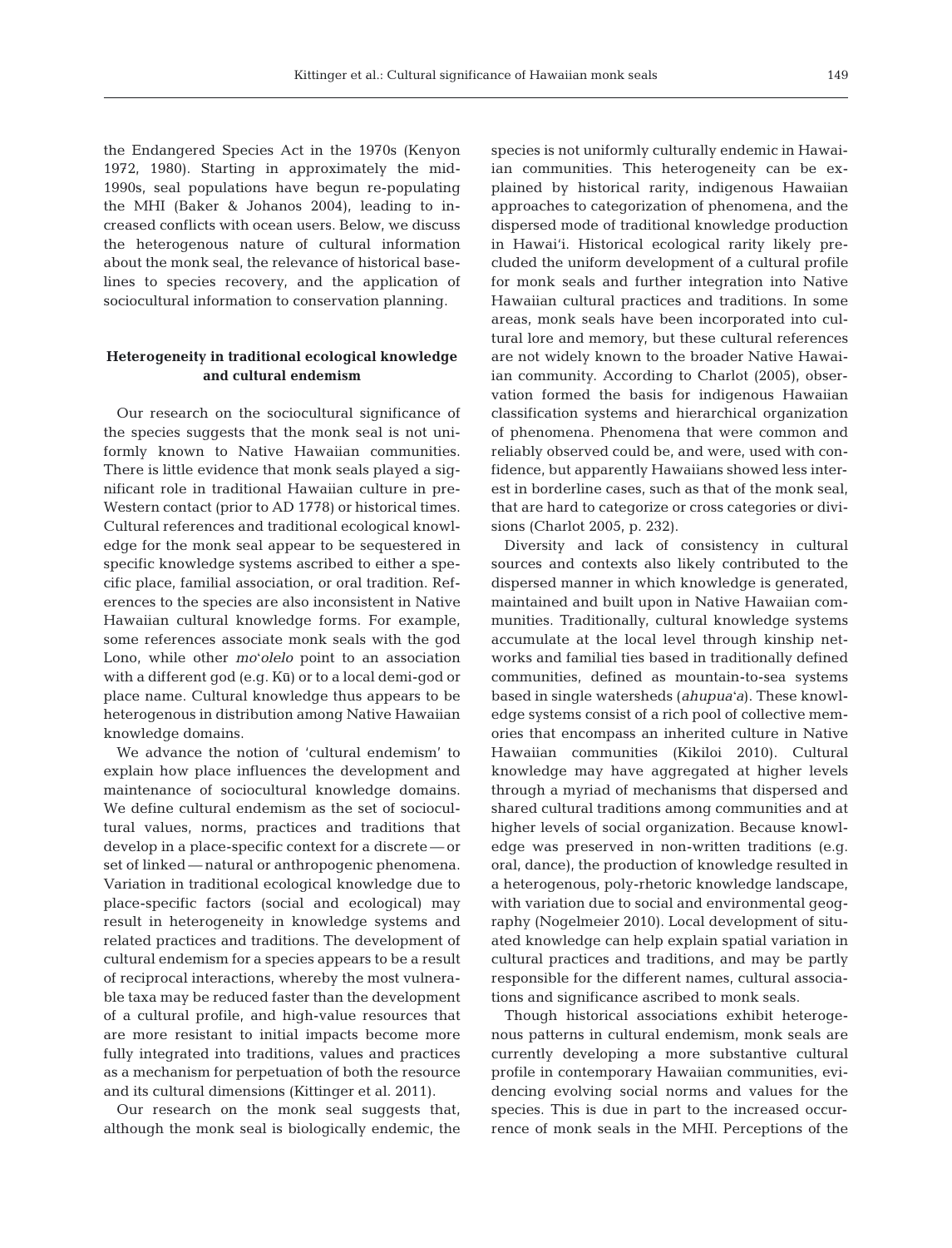the Endangered Species Act in the 1970s (Kenyon 1972, 1980). Starting in approximately the mid-1990s, seal populations have begun re-populating the MHI (Baker & Johanos 2004), leading to increased conflicts with ocean users. Below, we discuss the heterogenous nature of cultural information about the monk seal, the relevance of historical baselines to species recovery, and the application of sociocultural information to conservation planning.

### Heterogeneity in traditional ecological knowledge and cultural endemism

Our research on the sociocultural significance of the species suggests that the monk seal is not uniformly known to Native Hawaiian communities. There is little evidence that monk seals played a significant role in traditional Hawaiian culture in pre-Western contact (prior to AD 1778) or historical times. Cultural references and traditional ecological knowledge for the monk seal appear to be sequestered in specific knowledge systems ascribed to either a specific place, familial association, or oral tradition. References to the species are also inconsistent in Native Hawaiian cultural knowledge forms. For example, some references associate monk seals with the god Lono, while other *mo*ʻ*olelo* point to an association with a different god (e.g. Kū) or to a local demi-god or place name. Cultural knowledge thus appears to be heterogenous in distribution among Native Hawaiian knowledge domains.

We advance the notion of 'cultural endemism' to explain how place influences the development and maintenance of sociocultural knowledge domains. We define cultural endemism as the set of sociocultural values, norms, practices and traditions that develop in a place-specific context for a discrete — or set of linked — natural or anthropogenic phenomena. Variation in traditional ecological knowledge due to place-specific factors (social and ecological) may result in heterogeneity in knowledge systems and related practices and traditions. The development of cultural endemism for a species appears to be a result of reciprocal interactions, whereby the most vulnerable taxa may be reduced faster than the development of a cultural profile, and high-value resources that are more resistant to initial impacts become more fully integrated into traditions, values and practices as a mechanism for perpetuation of both the resource and its cultural dimensions (Kittinger et al. 2011).

Our research on the monk seal suggests that, although the monk seal is biologically endemic, the species is not uniformly culturally endemic in Hawaiian communities. This heterogeneity can be explained by historical rarity, indigenous Hawaiian approaches to categorization of phenomena, and the dispersed mode of traditional knowledge production in Hawaiʻi. Historical ecological rarity likely precluded the uniform development of a cultural profile for monk seals and further integration into Native Hawaiian cultural practices and traditions. In some areas, monk seals have been incorporated into cultural lore and memory, but these cultural references are not widely known to the broader Native Hawaiian community. According to Charlot (2005), observation formed the basis for indigenous Hawaiian classification systems and hierarchical organization of phenomena. Phenomena that were common and reliably observed could be, and were, used with confidence, but apparently Hawaiians showed less interest in borderline cases, such as that of the monk seal, that are hard to categorize or cross categories or divisions (Charlot 2005, p. 232).

Diversity and lack of consistency in cultural sources and contexts also likely contributed to the dispersed manner in which knowledge is generated, maintained and built upon in Native Hawaiian communities. Traditionally, cultural knowledge systems accumulate at the local level through kinship networks and familial ties based in traditionally defined communities, defined as mountain-to-sea systems based in single watersheds (*ahupua*ʻ*a*). These knowledge systems consist of a rich pool of collective memories that encompass an inherited culture in Native Hawaiian communities (Kikiloi 2010). Cultural knowledge may have aggregated at higher levels through a myriad of mechanisms that dispersed and shared cultural traditions among communities and at higher levels of social organization. Because knowledge was preserved in non-written traditions (e.g. oral, dance), the production of knowledge resulted in a heterogenous, poly-rhetoric knowledge landscape, with variation due to social and environmental geography (Nogelmeier 2010). Local development of situated knowledge can help explain spatial variation in cultural practices and traditions, and may be partly responsible for the different names, cultural associations and significance ascribed to monk seals.

Though historical associations exhibit heterogenous patterns in cultural endemism, monk seals are currently developing a more substantive cultural profile in contemporary Hawaiian communities, evidencing evolving social norms and values for the species. This is due in part to the increased occurrence of monk seals in the MHI. Perceptions of the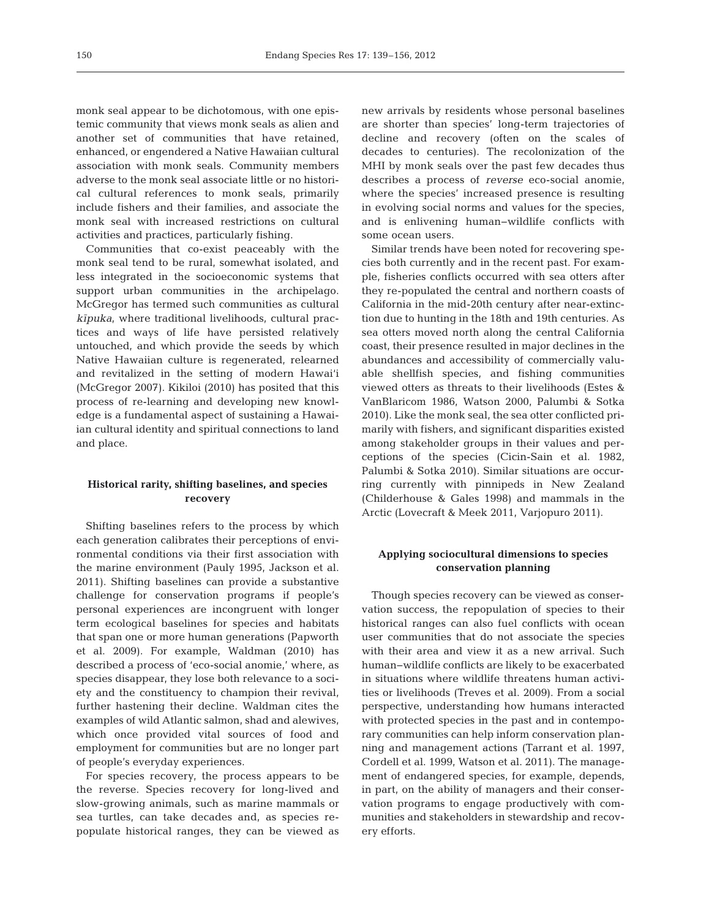monk seal appear to be dichotomous, with one epistemic community that views monk seals as alien and another set of communities that have retained, enhanced, or engendered a Native Hawaiian cultural association with monk seals. Community members adverse to the monk seal associate little or no historical cultural references to monk seals, primarily include fishers and their families, and associate the monk seal with increased restrictions on cultural activities and practices, particularly fishing.

Communities that co-exist peaceably with the monk seal tend to be rural, somewhat isolated, and less integrated in the socioeconomic systems that support urban communities in the archipelago. McGregor has termed such communities as cultural *kīpuka*, where traditional livelihoods, cultural practices and ways of life have persisted relatively untouched, and which provide the seeds by which Native Hawaiian culture is regenerated, relearned and revitalized in the setting of modern Hawai'i (McGregor 2007). Kikiloi (2010) has posited that this process of re-learning and developing new knowledge is a fundamental aspect of sustaining a Hawaiian cultural identity and spiritual connections to land and place.

## Historical rarity, shifting baselines, and species recovery

Shifting baselines refers to the process by which each generation calibrates their perceptions of environmental conditions via their first association with the marine environment (Pauly 1995, Jackson et al. 2011). Shifting baselines can provide a substantive challenge for conservation programs if people's personal experiences are incongruent with longer term ecological baselines for species and habitats that span one or more human generations (Papworth et al. 2009). For example, Waldman (2010) has described a process of 'eco-social anomie,' where, as species disappear, they lose both relevance to a society and the constituency to champion their revival, further hastening their decline. Waldman cites the examples of wild Atlantic salmon, shad and alewives, which once provided vital sources of food and employment for communities but are no longer part of people's everyday experiences.

For species recovery, the process appears to be the reverse. Species recovery for long-lived and slow-growing animals, such as marine mammals or sea turtles, can take decades and, as species repopulate historical ranges, they can be viewed as new arrivals by residents whose personal baselines are shorter than species' long-term trajectories of decline and recovery (often on the scales of decades to centuries). The recolonization of the MHI by monk seals over the past few decades thus describes a process of *reverse* eco-social anomie, where the species' increased presence is resulting in evolving social norms and values for the species, and is enlivening human–wildlife conflicts with some ocean users.

Similar trends have been noted for recovering species both currently and in the recent past. For example, fisheries conflicts occurred with sea otters after they re-populated the central and northern coasts of California in the mid-20th century after near-extinction due to hunting in the 18th and 19th centuries. As sea otters moved north along the central California coast, their presence resulted in major declines in the abundances and accessibility of commercially valuable shellfish species, and fishing communities viewed otters as threats to their livelihoods (Estes & VanBlaricom 1986, Watson 2000, Palumbi & Sotka 2010). Like the monk seal, the sea otter conflicted primarily with fishers, and significant disparities existed among stakeholder groups in their values and perceptions of the species (Cicin-Sain et al. 1982, Palumbi & Sotka 2010). Similar situations are occurring currently with pinnipeds in New Zealand (Childerhouse & Gales 1998) and mammals in the Arctic (Lovecraft & Meek 2011, Varjopuro 2011).

## Applying sociocultural dimensions to species conservation planning

Though species recovery can be viewed as conservation success, the repopulation of species to their historical ranges can also fuel conflicts with ocean user communities that do not associate the species with their area and view it as a new arrival. Such human–wildlife conflicts are likely to be exacerbated in situations where wildlife threatens human activities or livelihoods (Treves et al. 2009). From a social perspective, understanding how humans interacted with protected species in the past and in contemporary communities can help inform conservation planning and management actions (Tarrant et al. 1997, Cordell et al. 1999, Watson et al. 2011). The management of endangered species, for example, depends, in part, on the ability of managers and their conservation programs to engage productively with communities and stakeholders in stewardship and recovery efforts.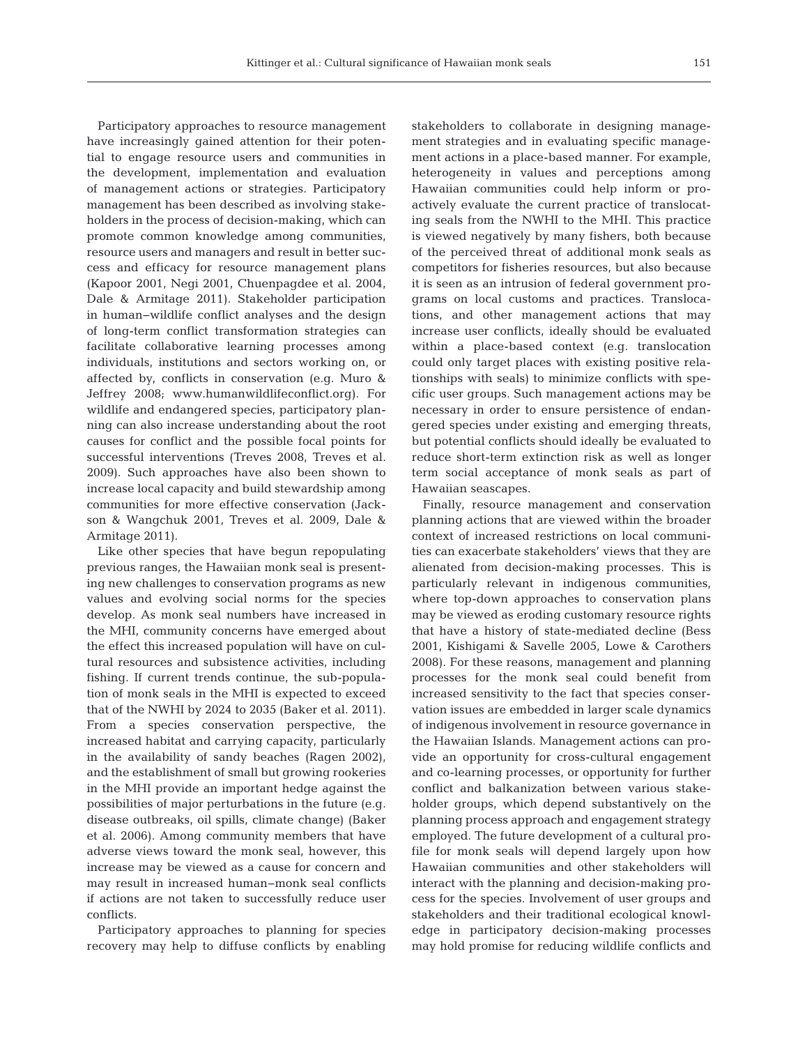Participatory approaches to resource management have increasingly gained attention for their potential to engage resource users and communities in the development, implementation and evaluation of management actions or strategies. Participatory management has been described as involving stakeholders in the process of decision-making, which can promote common knowledge among communities, resource users and managers and result in better success and efficacy for resource management plans (Kapoor 2001, Negi 2001, Chuenpagdee et al. 2004, Dale & Armitage 2011). Stakeholder participation in human–wildlife conflict analyses and the design of long-term conflict transformation strategies can facilitate collaborative learning processes among individuals, institutions and sectors working on, or affected by, conflicts in conservation (e.g. Muro & Jeffrey 2008; www.humanwildlifeconflict.org). For wildlife and endangered species, participatory planning can also increase understanding about the root causes for conflict and the possible focal points for successful interventions (Treves 2008, Treves et al. 2009). Such approaches have also been shown to increase local capacity and build stewardship among communities for more effective conservation (Jackson & Wangchuk 2001, Treves et al. 2009, Dale & Armitage 2011).

Like other species that have begun repopulating previous ranges, the Hawaiian monk seal is presenting new challenges to conservation programs as new values and evolving social norms for the species develop. As monk seal numbers have increased in the MHI, community concerns have emerged about the effect this increased population will have on cultural resources and subsistence activities, including fishing. If current trends continue, the sub-population of monk seals in the MHI is expected to exceed that of the NWHI by 2024 to 2035 (Baker et al. 2011). From a species conservation perspective, the increased habitat and carrying capacity, particularly in the availability of sandy beaches (Ragen 2002), and the establishment of small but growing rookeries in the MHI provide an important hedge against the possibilities of major perturbations in the future (e.g. disease outbreaks, oil spills, climate change) (Baker et al. 2006). Among community members that have adverse views toward the monk seal, however, this increase may be viewed as a cause for concern and may result in increased human–monk seal conflicts if actions are not taken to successfully reduce user conflicts.

Participatory approaches to planning for species recovery may help to diffuse conflicts by enabling stakeholders to collaborate in designing management strategies and in evaluating specific management actions in a place-based manner. For example, heterogeneity in values and perceptions among Hawaiian communities could help inform or proactively evaluate the current practice of translocating seals from the NWHI to the MHI. This practice is viewed negatively by many fishers, both because of the perceived threat of additional monk seals as competitors for fisheries resources, but also because it is seen as an intrusion of federal government programs on local customs and practices. Translocations, and other management actions that may increase user conflicts, ideally should be evaluated within a place-based context (e.g. translocation could only target places with existing positive relationships with seals) to minimize conflicts with specific user groups. Such management actions may be necessary in order to ensure persistence of endangered species under existing and emerging threats, but potential conflicts should ideally be evaluated to reduce short-term extinction risk as well as longer term social acceptance of monk seals as part of Hawaiian seascapes.

Finally, resource management and conservation planning actions that are viewed within the broader context of increased restrictions on local communities can exacerbate stakeholders' views that they are alienated from decision-making processes. This is particularly relevant in indigenous communities, where top-down approaches to conservation plans may be viewed as eroding customary resource rights that have a history of state-mediated decline (Bess 2001, Kishigami & Savelle 2005, Lowe & Carothers 2008). For these reasons, management and planning processes for the monk seal could benefit from increased sensitivity to the fact that species conservation issues are embedded in larger scale dynamics of indigenous involvement in resource governance in the Hawaiian Islands. Management actions can provide an opportunity for cross-cultural engagement and co-learning processes, or opportunity for further conflict and balkanization between various stakeholder groups, which depend substantively on the planning process approach and engagement strategy employed. The future development of a cultural profile for monk seals will depend largely upon how Hawaiian communities and other stakeholders will interact with the planning and decision-making process for the species. Involvement of user groups and stakeholders and their traditional ecological knowledge in participatory decision-making processes may hold promise for reducing wildlife conflicts and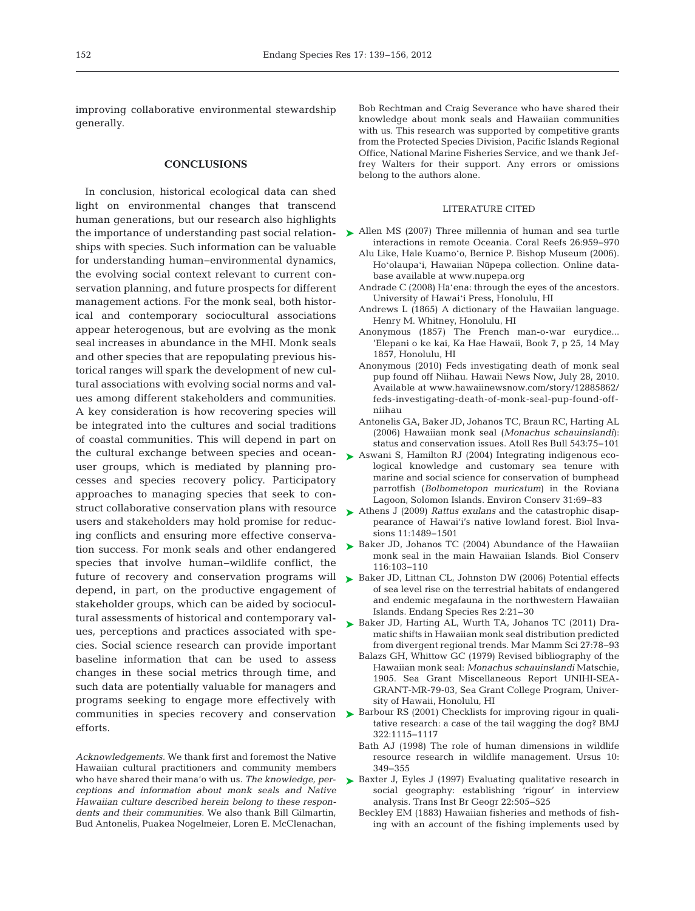improving collaborative environmental stewardship generally.

## CONCLUSIONS

In conclusion, historical ecological data can shed light on environmental changes that transcend human generations, but our research also highlights the importance of understanding past social relationships with species. Such information can be valuable for understanding human–environmental dynamics, the evolving social context relevant to current conservation planning, and future prospects for different management actions. For the monk seal, both historical and contemporary sociocultural associations appear heterogenous, but are evolving as the monk seal increases in abundance in the MHI. Monk seals and other species that are repopulating previous historical ranges will spark the development of new cultural associations with evolving social norms and values among different stakeholders and communities. A key consideration is how recovering species will be integrated into the cultures and social traditions of coastal communities. This will depend in part on the cultural exchange between species and ocean-user groups, which is mediated by planning processes and species recovery policy. Participatory approaches to managing species that seek to construct collaborative conservation plans with resource users and stakeholders may hold promise for reducing conflicts and ensuring more effective conservation success. For monk seals and other endangered species that involve human–wildlife conflict, the future of recovery and conservation programs will depend, in part, on the productive engagement of stakeholder groups, which can be aided by sociocultural assessments of historical and contemporary values, perceptions and practices associated with species. Social science research can provide important baseline information that can be used to assess changes in these social metrics through time, and such data are potentially valuable for managers and programs seeking to engage more effectively with communities in species recovery and conservation efforts.

*Acknowledgements.* We thank first and foremost the Native Hawaiian cultural practitioners and community members who have shared their mana'o with us. *The knowledge, perceptions and information about monk seals and Native Hawaiian culture described herein belong to these respondents and their communities.* We also thank Bill Gilmartin, Bud Antonelis, Puakea Nogelmeier, Loren E. McClenachan, Bob Rechtman and Craig Severance who have shared their knowledge about monk seals and Hawaiian communities with us. This research was supported by competitive grants from the Protected Species Division, Pacific Islands Regional Office, National Marine Fisheries Service, and we thank Jeffrey Walters for their support. Any errors or omissions belong to the authors alone.

## LITERATURE CITED

Allen MS (2007) Three millennia of human and sea turtle interactions in remote Oceania. Coral Reefs 26:959–970

Alu Like, Hale Kuamo'o, Bernice P. Bishop Museum (2006). Ho'olaupa'i, Hawaiian Nūpepa collection. Online database available at www.nupepa.org

Andrade C (2008) Hā'ena: through the eyes of the ancestors. University of Hawai'i Press, Honolulu, HI

Andrews L (1865) A dictionary of the Hawaiian language. Henry M. Whitney, Honolulu, HI

Anonymous (1857) The French man-o-war eurydice... 'Elepani o ke kai, Ka Hae Hawaii, Book 7, p 25, 14 May 1857, Honolulu, HI

Anonymous (2010) Feds investigating death of monk seal pup found off Niihau. Hawaii News Now, July 28, 2010. Available at www.hawaiinewsnow.com/story/12885862/feds-investigating-death-of-monk-seal-pup-found-off-niihau

Antonelis GA, Baker JD, Johanos TC, Braun RC, Harting AL (2006) Hawaiian monk seal (*Monachus schauinslandi*): status and conservation issues. Atoll Res Bull 543:75–101

Aswani S, Hamilton RJ (2004) Integrating indigenous ecological knowledge and customary sea tenure with marine and social science for conservation of bumphead parrotfish (*Bolbometopon muricatum*) in the Roviana Lagoon, Solomon Islands. Environ Conserv 31:69–83

Athens J (2009) *Rattus exulans* and the catastrophic disappearance of Hawai'i's native lowland forest. Biol Invasions 11:1489–1501

Baker JD, Johanos TC (2004) Abundance of the Hawaiian monk seal in the main Hawaiian Islands. Biol Conserv 116:103–110

Baker JD, Littnan CL, Johnston DW (2006) Potential effects of sea level rise on the terrestrial habitats of endangered and endemic megafauna in the northwestern Hawaiian Islands. Endang Species Res 2:21–30

Baker JD, Harting AL, Wurth TA, Johanos TC (2011) Dramatic shifts in Hawaiian monk seal distribution predicted from divergent regional trends. Mar Mamm Sci 27:78–93

Balazs GH, Whittow GC (1979) Revised bibliography of the Hawaiian monk seal: *Monachus schauinslandi* Matschie, 1905. Sea Grant Miscellaneous Report UNIHI-SEA-GRANT-MR-79-03, Sea Grant College Program, University of Hawaii, Honolulu, HI

Barbour RS (2001) Checklists for improving rigour in qualitative research: a case of the tail wagging the dog? BMJ 322:1115–1117

Bath AJ (1998) The role of human dimensions in wildlife resource research in wildlife management. Ursus 10: 349–355

Baxter J, Eyles J (1997) Evaluating qualitative research in social geography: establishing 'rigour' in interview analysis. Trans Inst Br Geogr 22:505–525

Beckley EM (1883) Hawaiian fisheries and methods of fishing with an account of the fishing implements used by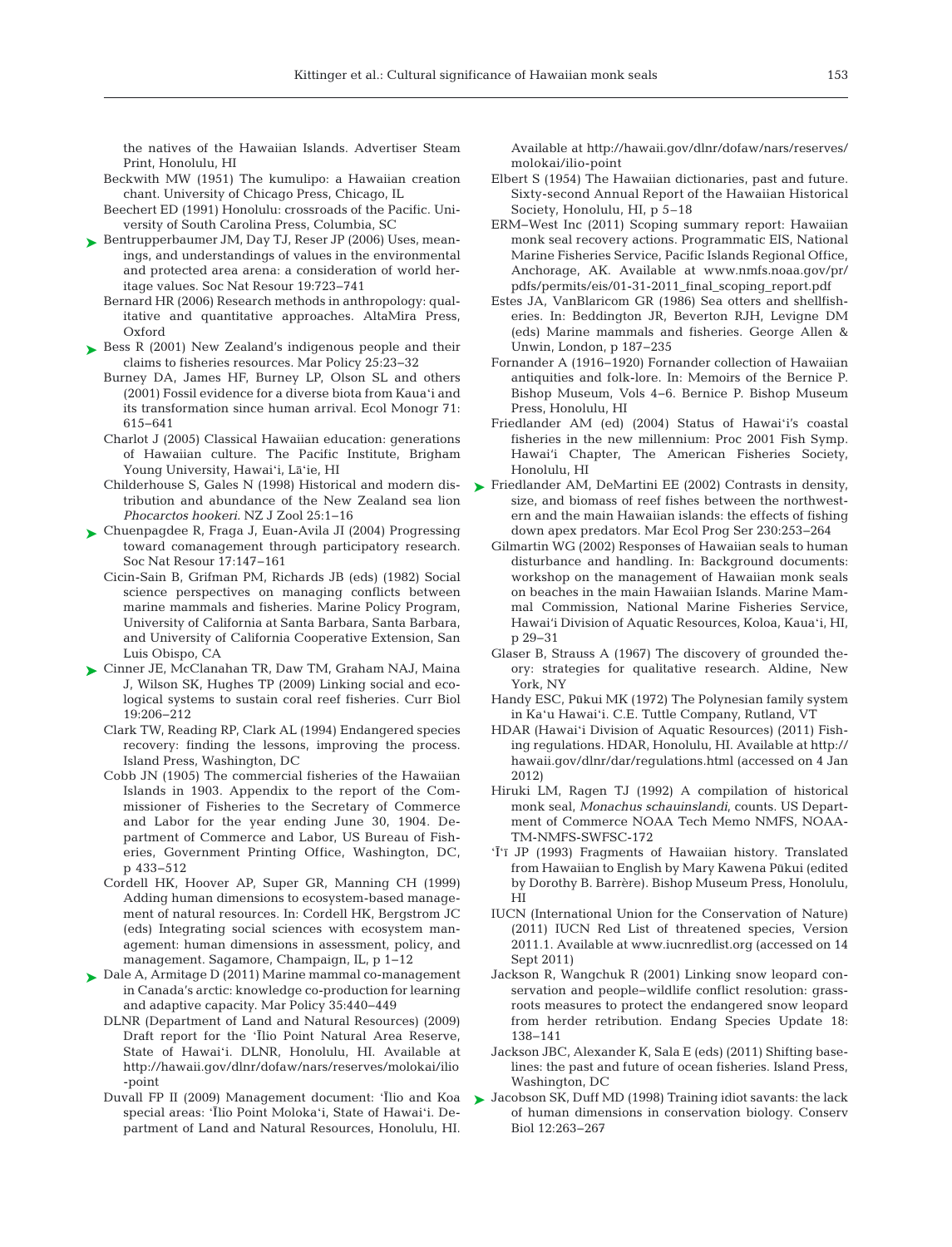the natives of the Hawaiian Islands. Advertiser Steam Print, Honolulu, HI

Beckwith MW (1951) The kumulipo: a Hawaiian creation chant. University of Chicago Press, Chicago, IL

Beechert ED (1991) Honolulu: crossroads of the Pacific. University of South Carolina Press, Columbia, SC

Bentrupperbaumer JM, Day TJ, Reser JP (2006) Uses, meanings, and understandings of values in the environmental and protected area arena: a consideration of world heritage values. Soc Nat Resour 19:723–741

Bernard HR (2006) Research methods in anthropology: qualitative and quantitative approaches. AltaMira Press, Oxford

Bess R (2001) New Zealand's indigenous people and their claims to fisheries resources. Mar Policy 25:23–32

Burney DA, James HF, Burney LP, Olson SL and others (2001) Fossil evidence for a diverse biota from Kaua'i and its transformation since human arrival. Ecol Monogr 71: 615–641

Charlot J (2005) Classical Hawaiian education: generations of Hawaiian culture. The Pacific Institute, Brigham Young University, Hawai'i, Lā'ie, HI

Childerhouse S, Gales N (1998) Historical and modern distribution and abundance of the New Zealand sea lion *Phocarctos hookeri*. NZ J Zool 25:1–16

Chuenpagdee R, Fraga J, Euan-Avila JI (2004) Progressing toward comanagement through participatory research. Soc Nat Resour 17:147–161

Cicin-Sain B, Grifman PM, Richards JB (eds) (1982) Social science perspectives on managing conflicts between marine mammals and fisheries. Marine Policy Program, University of California at Santa Barbara, Santa Barbara, and University of California Cooperative Extension, San Luis Obispo, CA

Cinner JE, McClanahan TR, Daw TM, Graham NAJ, Maina J, Wilson SK, Hughes TP (2009) Linking social and ecological systems to sustain coral reef fisheries. Curr Biol 19:206–212

Clark TW, Reading RP, Clark AL (1994) Endangered species recovery: finding the lessons, improving the process. Island Press, Washington, DC

Cobb JN (1905) The commercial fisheries of the Hawaiian Islands in 1903. Appendix to the report of the Commissioner of Fisheries to the Secretary of Commerce and Labor for the year ending June 30, 1904. Department of Commerce and Labor, US Bureau of Fisheries, Government Printing Office, Washington, DC, p 433–512

Cordell HK, Hoover AP, Super GR, Manning CH (1999) Adding human dimensions to ecosystem-based management of natural resources. In: Cordell HK, Bergstrom JC (eds) Integrating social sciences with ecosystem management: human dimensions in assessment, policy, and management. Sagamore, Champaign, IL, p 1–12

Dale A, Armitage D (2011) Marine mammal co-management in Canada's arctic: knowledge co-production for learning and adaptive capacity. Mar Policy 35:440–449

DLNR (Department of Land and Natural Resources) (2009) Draft report for the 'Īlio Point Natural Area Reserve, State of Hawai'i. DLNR, Honolulu, HI. Available at http://hawaii.gov/dlnr/dofaw/nars/reserves/molokai/ilio-point

Duvall FP II (2009) Management document: 'Īlio and Koa special areas: 'Īlio Point Moloka'i, State of Hawai'i. Department of Land and Natural Resources, Honolulu, HI. Available at http://hawaii.gov/dlnr/dofaw/nars/reserves/molokai/ilio-point

Elbert S (1954) The Hawaiian dictionaries, past and future. Sixty-second Annual Report of the Hawaiian Historical Society, Honolulu, HI, p 5–18

ERM–West Inc (2011) Scoping summary report: Hawaiian monk seal recovery actions. Programmatic EIS, National Marine Fisheries Service, Pacific Islands Regional Office, Anchorage, AK. Available at www.nmfs.noaa.gov/pr/pdfs/permits/eis/01-31-2011_final_scoping_report.pdf

Estes JA, VanBlaricom GR (1986) Sea otters and shellfisheries. In: Beddington JR, Beverton RJH, Levigne DM (eds) Marine mammals and fisheries. George Allen & Unwin, London, p 187–235

Fornander A (1916–1920) Fornander collection of Hawaiian antiquities and folk-lore. In: Memoirs of the Bernice P. Bishop Museum, Vols 4–6. Bernice P. Bishop Museum Press, Honolulu, HI

Friedlander AM (ed) (2004) Status of Hawai'i's coastal fisheries in the new millennium: Proc 2001 Fish Symp. Hawai'i Chapter, The American Fisheries Society, Honolulu, HI

Friedlander AM, DeMartini EE (2002) Contrasts in density, size, and biomass of reef fishes between the northwestern and the main Hawaiian islands: the effects of fishing down apex predators. Mar Ecol Prog Ser 230:253–264

Gilmartin WG (2002) Responses of Hawaiian seals to human disturbance and handling. In: Background documents: workshop on the management of Hawaiian monk seals on beaches in the main Hawaiian Islands. Marine Mammal Commission, National Marine Fisheries Service, Hawai'i Division of Aquatic Resources, Koloa, Kaua'i, HI, p 29–31

Glaser B, Strauss A (1967) The discovery of grounded theory: strategies for qualitative research. Aldine, New York, NY

Handy ESC, Pūkui MK (1972) The Polynesian family system in Ka'u Hawai'i. C.E. Tuttle Company, Rutland, VT

HDAR (Hawai'i Division of Aquatic Resources) (2011) Fishing regulations. HDAR, Honolulu, HI. Available at http://hawaii.gov/dlnr/dar/regulations.html (accessed on 4 Jan 2012)

Hiruki LM, Ragen TJ (1992) A compilation of historical monk seal, *Monachus schauinslandi*, counts. US Department of Commerce NOAA Tech Memo NMFS, NOAA-TM-NMFS-SWFSC-172

'Ī'ī JP (1993) Fragments of Hawaiian history. Translated from Hawaiian to English by Mary Kawena Pūkui (edited by Dorothy B. Barrère). Bishop Museum Press, Honolulu, HI

IUCN (International Union for the Conservation of Nature) (2011) IUCN Red List of threatened species, Version 2011.1. Available at www.iucnredlist.org (accessed on 14 Sept 2011)

Jackson R, Wangchuk R (2001) Linking snow leopard conservation and people–wildlife conflict resolution: grassroots measures to protect the endangered snow leopard from herder retribution. Endang Species Update 18: 138–141

Jackson JBC, Alexander K, Sala E (eds) (2011) Shifting baselines: the past and future of ocean fisheries. Island Press, Washington, DC

Jacobson SK, Duff MD (1998) Training idiot savants: the lack of human dimensions in conservation biology. Conserv Biol 12:263–267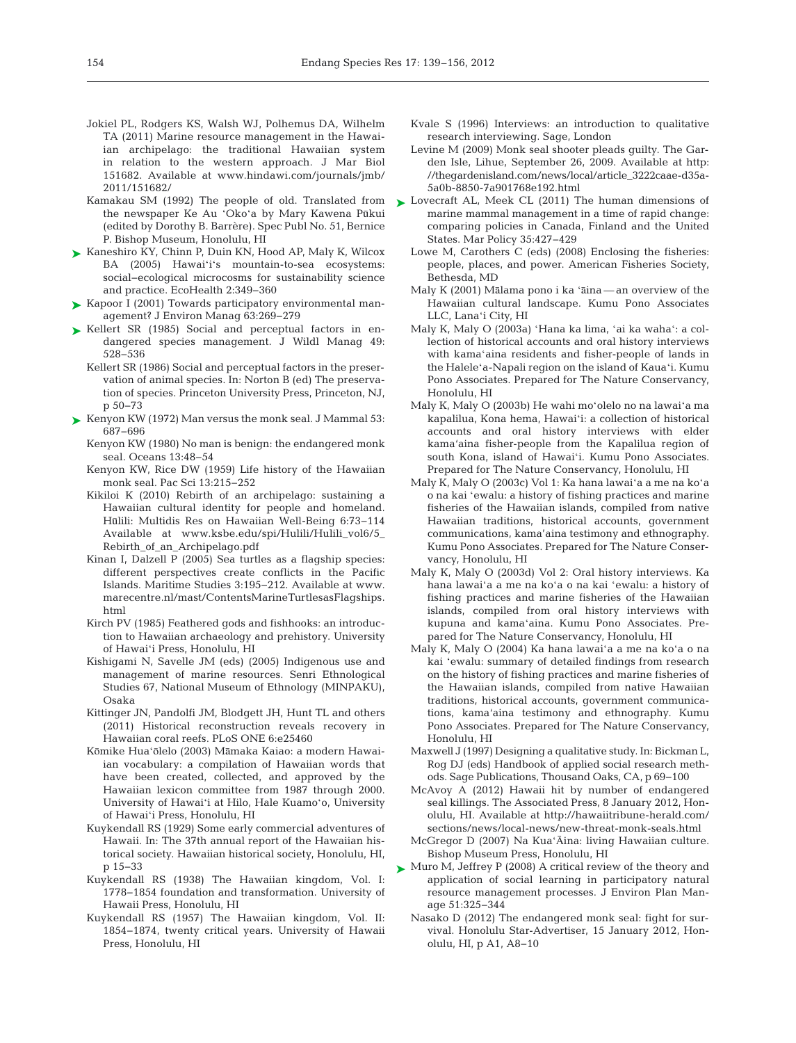Jokiel PL, Rodgers KS, Walsh WJ, Polhemus DA, Wilhelm TA (2011) Marine resource management in the Hawaiian archipelago: the traditional Hawaiian system in relation to the western approach. J Mar Biol 151682. Available at www.hindawi.com/journals/jmb/2011/151682/

Kamakau SM (1992) The people of old. Translated from the newspaper Ke Au ʻOkoʻa by Mary Kawena Pūkui (edited by Dorothy B. Barrère). Spec Publ No. 51, Bernice P. Bishop Museum, Honolulu, HI

Kaneshiro KY, Chinn P, Duin KN, Hood AP, Maly K, Wilcox BA (2005) Hawaiʻi's mountain-to-sea ecosystems: social–ecological microcosms for sustainability science and practice. EcoHealth 2:349–360

Kapoor I (2001) Towards participatory environmental management? J Environ Manag 63:269–279

Kellert SR (1985) Social and perceptual factors in endangered species management. J Wildl Manag 49: 528–536

Kellert SR (1986) Social and perceptual factors in the preservation of animal species. In: Norton B (ed) The preservation of species. Princeton University Press, Princeton, NJ, p 50–73

Kenyon KW (1972) Man versus the monk seal. J Mammal 53: 687–696

Kenyon KW (1980) No man is benign: the endangered monk seal. Oceans 13:48–54

Kenyon KW, Rice DW (1959) Life history of the Hawaiian monk seal. Pac Sci 13:215–252

Kikiloi K (2010) Rebirth of an archipelago: sustaining a Hawaiian cultural identity for people and homeland. Hūlili: Multidis Res on Hawaiian Well-Being 6:73–114 Available at www.ksbe.edu/spi/Hulili/Hulili_vol6/5_Rebirth_of_an_Archipelago.pdf

Kinan I, Dalzell P (2005) Sea turtles as a flagship species: different perspectives create conflicts in the Pacific Islands. Maritime Studies 3:195–212. Available at www.marecentre.nl/mast/ContentsMarineTurtlesasFlagships.html

Kirch PV (1985) Feathered gods and fishhooks: an introduction to Hawaiian archaeology and prehistory. University of Hawaiʻi Press, Honolulu, HI

Kishigami N, Savelle JM (eds) (2005) Indigenous use and management of marine resources. Senri Ethnological Studies 67, National Museum of Ethnology (MINPAKU), Osaka

Kittinger JN, Pandolfi JM, Blodgett JH, Hunt TL and others (2011) Historical reconstruction reveals recovery in Hawaiian coral reefs. PLoS ONE 6:e25460

Kōmike Huaʻōlelo (2003) Māmaka Kaiao: a modern Hawaiian vocabulary: a compilation of Hawaiian words that have been created, collected, and approved by the Hawaiian lexicon committee from 1987 through 2000. University of Hawaiʻi at Hilo, Hale Kuamoʻo, University of Hawaiʻi Press, Honolulu, HI

Kuykendall RS (1929) Some early commercial adventures of Hawaii. In: The 37th annual report of the Hawaiian historical society. Hawaiian historical society, Honolulu, HI, p 15–33

Kuykendall RS (1938) The Hawaiian kingdom, Vol. I: 1778–1854 foundation and transformation. University of Hawaii Press, Honolulu, HI

Kuykendall RS (1957) The Hawaiian kingdom, Vol. II: 1854–1874, twenty critical years. University of Hawaii Press, Honolulu, HI

Kvale S (1996) Interviews: an introduction to qualitative research interviewing. Sage, London

Levine M (2009) Monk seal shooter pleads guilty. The Garden Isle, Lihue, September 26, 2009. Available at http://thegardenisland.com/news/local/article_3222caae-d35a-5a0b-8850-7a901768e192.html

Lovecraft AL, Meek CL (2011) The human dimensions of marine mammal management in a time of rapid change: comparing policies in Canada, Finland and the United States. Mar Policy 35:427–429

Lowe M, Carothers C (eds) (2008) Enclosing the fisheries: people, places, and power. American Fisheries Society, Bethesda, MD

Maly K (2001) Mālama pono i ka ʻāina — an overview of the Hawaiian cultural landscape. Kumu Pono Associates LLC, Lanaʻi City, HI

Maly K, Maly O (2003a) 'Hana ka lima, ʻai ka waha': a collection of historical accounts and oral history interviews with kamaʻaina residents and fisher-people of lands in the Haleleʻa-Napali region on the island of Kauaʻi. Kumu Pono Associates. Prepared for The Nature Conservancy, Honolulu, HI

Maly K, Maly O (2003b) He wahi moʻolelo no na lawaiʻa ma kapalilua, Kona hema, Hawaiʻi: a collection of historical accounts and oral history interviews with elder kamaʻaina fisher-people from the Kapalilua region of south Kona, island of Hawaiʻi. Kumu Pono Associates. Prepared for The Nature Conservancy, Honolulu, HI

Maly K, Maly O (2003c) Vol 1: Ka hana lawaiʻa a me na koʻa o na kai ʻewalu: a history of fishing practices and marine fisheries of the Hawaiian islands, compiled from native Hawaiian traditions, historical accounts, government communications, kamaʻaina testimony and ethnography. Kumu Pono Associates. Prepared for The Nature Conservancy, Honolulu, HI

Maly K, Maly O (2003d) Vol 2: Oral history interviews. Ka hana lawaiʻa a me na koʻa o na kai ʻewalu: a history of fishing practices and marine fisheries of the Hawaiian islands, compiled from oral history interviews with kupuna and kamaʻaina. Kumu Pono Associates. Prepared for The Nature Conservancy, Honolulu, HI

Maly K, Maly O (2004) Ka hana lawaiʻa a me na koʻa o na kai ʻewalu: summary of detailed findings from research on the history of fishing practices and marine fisheries of the Hawaiian islands, compiled from native Hawaiian traditions, historical accounts, government communications, kamaʻaina testimony and ethnography. Kumu Pono Associates. Prepared for The Nature Conservancy, Honolulu, HI

Maxwell J (1997) Designing a qualitative study. In: Bickman L, Rog DJ (eds) Handbook of applied social research methods. Sage Publications, Thousand Oaks, CA, p 69–100

McAvoy A (2012) Hawaii hit by number of endangered seal killings. The Associated Press, 8 January 2012, Honolulu, HI. Available at http://hawaiitribune-herald.com/sections/news/local-news/new-threat-monk-seals.html

McGregor D (2007) Na KuaʻĀina: living Hawaiian culture. Bishop Museum Press, Honolulu, HI

Muro M, Jeffrey P (2008) A critical review of the theory and application of social learning in participatory natural resource management processes. J Environ Plan Manage 51:325–344

Nasako D (2012) The endangered monk seal: fight for survival. Honolulu Star-Advertiser, 15 January 2012, Honolulu, HI, p A1, A8–10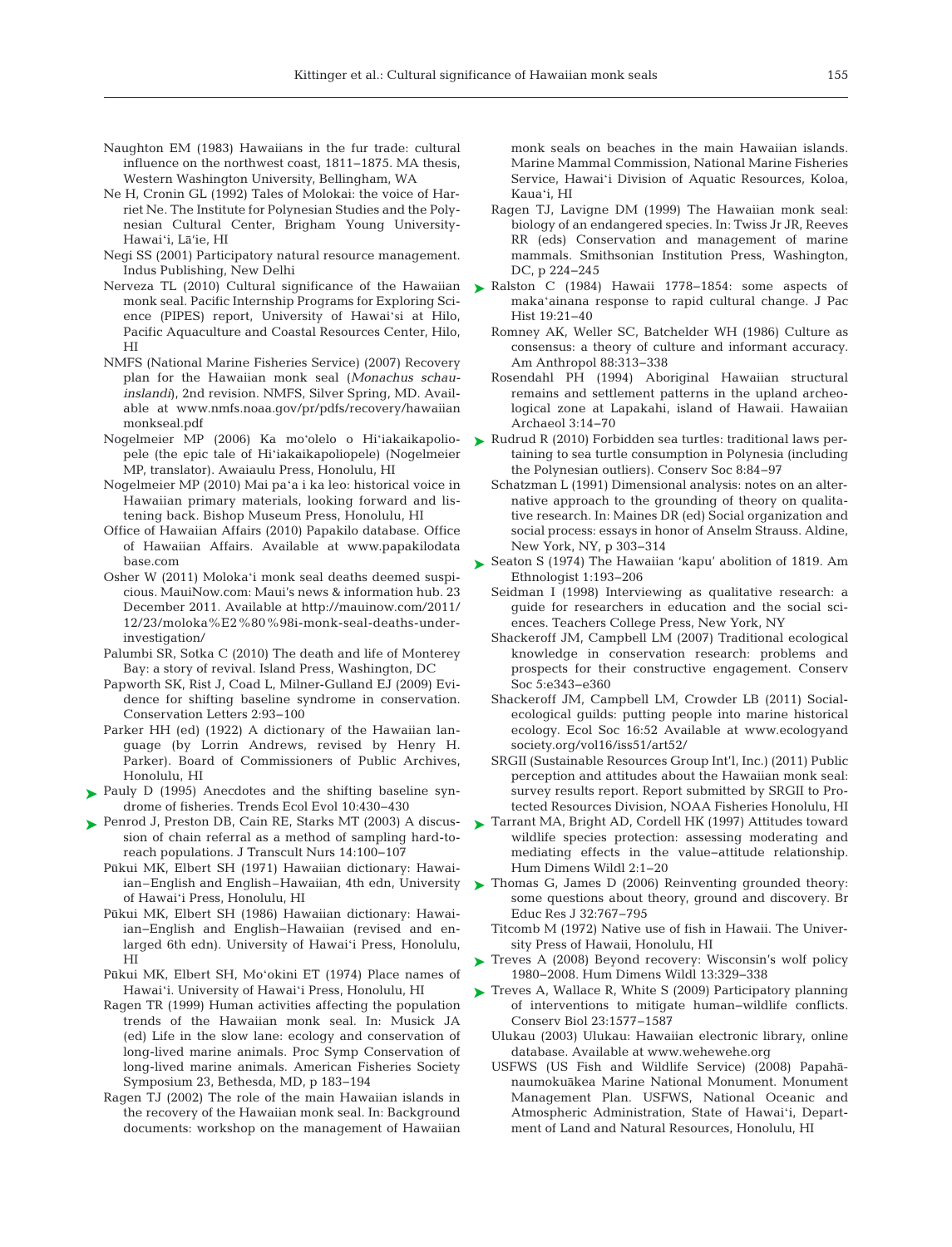Naughton EM (1983) Hawaiians in the fur trade: cultural influence on the northwest coast, 1811–1875. MA thesis, Western Washington University, Bellingham, WA

Ne H, Cronin GL (1992) Tales of Molokai: the voice of Harriet Ne. The Institute for Polynesian Studies and the Polynesian Cultural Center, Brigham Young University-Hawai'i, Lā'ie, HI

Negi SS (2001) Participatory natural resource management. Indus Publishing, New Delhi

Nerveza TL (2010) Cultural significance of the Hawaiian monk seal. Pacific Internship Programs for Exploring Science (PIPES) report, University of Hawai'si at Hilo, Pacific Aquaculture and Coastal Resources Center, Hilo, HI

NMFS (National Marine Fisheries Service) (2007) Recovery plan for the Hawaiian monk seal (*Monachus schauinslandi*), 2nd revision. NMFS, Silver Spring, MD. Available at www.nmfs.noaa.gov/pr/pdfs/recovery/hawaiian monkseal.pdf

Nogelmeier MP (2006) Ka mo'olelo o Hi'iakaikapoliopele (the epic tale of Hi'iakaikapoliopele) (Nogelmeier MP, translator). Awaiaulu Press, Honolulu, HI

Nogelmeier MP (2010) Mai pa'a i ka leo: historical voice in Hawaiian primary materials, looking forward and listening back. Bishop Museum Press, Honolulu, HI

Office of Hawaiian Affairs (2010) Papakilo database. Office of Hawaiian Affairs. Available at www.papakilodata base.com

Osher W (2011) Moloka'i monk seal deaths deemed suspicious. MauiNow.com: Maui's news & information hub. 23 December 2011. Available at http://mauinow.com/2011/12/23/molokа%E2%80%98i-monk-seal-deaths-under-investigation/

Palumbi SR, Sotka C (2010) The death and life of Monterey Bay: a story of revival. Island Press, Washington, DC

Papworth SK, Rist J, Coad L, Milner-Gulland EJ (2009) Evidence for shifting baseline syndrome in conservation. Conservation Letters 2:93–100

Parker HH (ed) (1922) A dictionary of the Hawaiian language (by Lorrin Andrews, revised by Henry H. Parker). Board of Commissioners of Public Archives, Honolulu, HI

Pauly D (1995) Anecdotes and the shifting baseline syndrome of fisheries. Trends Ecol Evol 10:430–430

Penrod J, Preston DB, Cain RE, Starks MT (2003) A discussion of chain referral as a method of sampling hard-to-reach populations. J Transcult Nurs 14:100–107

Pūkui MK, Elbert SH (1971) Hawaiian dictionary: Hawaiian–English and English–Hawaiian, 4th edn, University of Hawai'i Press, Honolulu, HI

Pūkui MK, Elbert SH (1986) Hawaiian dictionary: Hawaiian–English and English–Hawaiian (revised and enlarged 6th edn). University of Hawai'i Press, Honolulu, HI

Pūkui MK, Elbert SH, Mo'okini ET (1974) Place names of Hawai'i. University of Hawai'i Press, Honolulu, HI

Ragen TR (1999) Human activities affecting the population trends of the Hawaiian monk seal. In: Musick JA (ed) Life in the slow lane: ecology and conservation of long-lived marine animals. Proc Symp Conservation of long-lived marine animals. American Fisheries Society Symposium 23, Bethesda, MD, p 183–194

Ragen TJ (2002) The role of the main Hawaiian islands in the recovery of the Hawaiian monk seal. In: Background documents: workshop on the management of Hawaiian monk seals on beaches in the main Hawaiian islands. Marine Mammal Commission, National Marine Fisheries Service, Hawai'i Division of Aquatic Resources, Koloa, Kaua'i, HI

Ragen TJ, Lavigne DM (1999) The Hawaiian monk seal: biology of an endangered species. In: Twiss Jr JR, Reeves RR (eds) Conservation and management of marine mammals. Smithsonian Institution Press, Washington, DC, p 224–245

Ralston C (1984) Hawaii 1778–1854: some aspects of maka'ainana response to rapid cultural change. J Pac Hist 19:21–40

Romney AK, Weller SC, Batchelder WH (1986) Culture as consensus: a theory of culture and informant accuracy. Am Anthropol 88:313–338

Rosendahl PH (1994) Aboriginal Hawaiian structural remains and settlement patterns in the upland archeological zone at Lapakahi, island of Hawaii. Hawaiian Archaeol 3:14–70

Rudrud R (2010) Forbidden sea turtles: traditional laws pertaining to sea turtle consumption in Polynesia (including the Polynesian outliers). Conserv Soc 8:84–97

Schatzman L (1991) Dimensional analysis: notes on an alternative approach to the grounding of theory on qualitative research. In: Maines DR (ed) Social organization and social process: essays in honor of Anselm Strauss. Aldine, New York, NY, p 303–314

Seaton S (1974) The Hawaiian 'kapu' abolition of 1819. Am Ethnologist 1:193–206

Seidman I (1998) Interviewing as qualitative research: a guide for researchers in education and the social sciences. Teachers College Press, New York, NY

Shackeroff JM, Campbell LM (2007) Traditional ecological knowledge in conservation research: problems and prospects for their constructive engagement. Conserv Soc 5:e343–e360

Shackeroff JM, Campbell LM, Crowder LB (2011) Social-ecological guilds: putting people into marine historical ecology. Ecol Soc 16:52 Available at www.ecologyand society.org/vol16/iss51/art52/

SRGII (Sustainable Resources Group Int'l, Inc.) (2011) Public perception and attitudes about the Hawaiian monk seal: survey results report. Report submitted by SRGII to Protected Resources Division, NOAA Fisheries Honolulu, HI

Tarrant MA, Bright AD, Cordell HK (1997) Attitudes toward wildlife species protection: assessing moderating and mediating effects in the value–attitude relationship. Hum Dimens Wildl 2:1–20

Thomas G, James D (2006) Reinventing grounded theory: some questions about theory, ground and discovery. Br Educ Res J 32:767–795

Titcomb M (1972) Native use of fish in Hawaii. The University Press of Hawaii, Honolulu, HI

Treves A (2008) Beyond recovery: Wisconsin's wolf policy 1980–2008. Hum Dimens Wildl 13:329–338

Treves A, Wallace R, White S (2009) Participatory planning of interventions to mitigate human–wildlife conflicts. Conserv Biol 23:1577–1587

Ulukau (2003) Ulukau: Hawaiian electronic library, online database. Available at www.wehewehe.org

USFWS (US Fish and Wildlife Service) (2008) Papahānaumokuākea Marine National Monument. Monument Management Plan. USFWS, National Oceanic and Atmospheric Administration, State of Hawai'i, Department of Land and Natural Resources, Honolulu, HI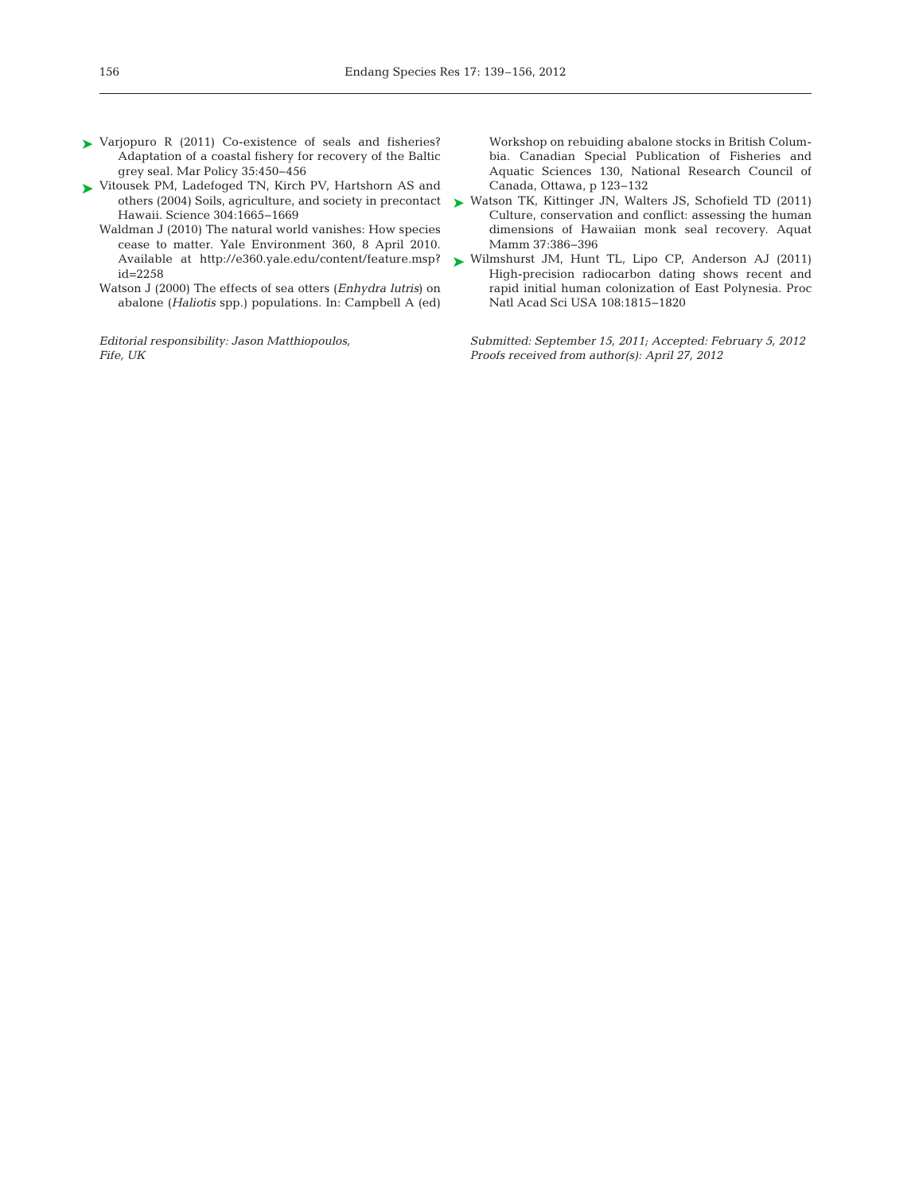Varjopuro R (2011) Co-existence of seals and fisheries? Adaptation of a coastal fishery for recovery of the Baltic grey seal. Mar Policy 35:450–456

Vitousek PM, Ladefoged TN, Kirch PV, Hartshorn AS and others (2004) Soils, agriculture, and society in precontact Hawaii. Science 304:1665–1669

Waldman J (2010) The natural world vanishes: How species cease to matter. Yale Environment 360, 8 April 2010. Available at http://e360.yale.edu/content/feature.msp?id=2258

Watson J (2000) The effects of sea otters (*Enhydra lutris*) on abalone (*Haliotis* spp.) populations. In: Campbell A (ed) Workshop on rebuiding abalone stocks in British Columbia. Canadian Special Publication of Fisheries and Aquatic Sciences 130, National Research Council of Canada, Ottawa, p 123–132

Watson TK, Kittinger JN, Walters JS, Schofield TD (2011) Culture, conservation and conflict: assessing the human dimensions of Hawaiian monk seal recovery. Aquat Mamm 37:386–396

Wilmshurst JM, Hunt TL, Lipo CP, Anderson AJ (2011) High-precision radiocarbon dating shows recent and rapid initial human colonization of East Polynesia. Proc Natl Acad Sci USA 108:1815–1820

*Editorial responsibility: Jason Matthiopoulos, Fife, UK*

*Submitted: September 15, 2011; Accepted: February 5, 2012*
*Proofs received from author(s): April 27, 2012*